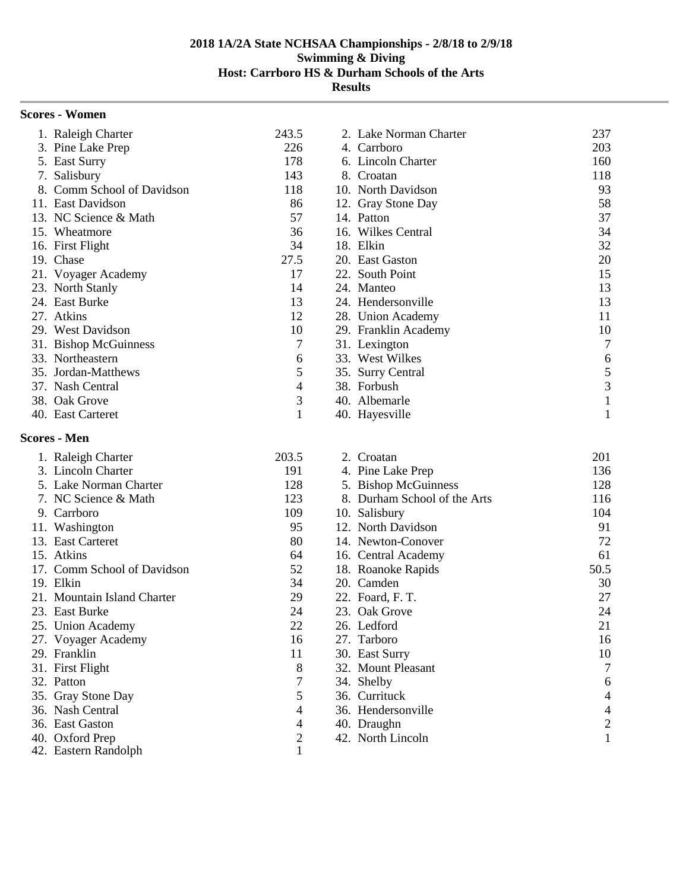**2018 1A/2A State NCHSAA Championships - 2/8/18 to 2/9/18**
**Swimming & Diving**
**Host: Carrboro HS & Durham Schools of the Arts**
**Results**

### Scores - Women

| Place | School | Points | Place | School | Points |
|---|---|---|---|---|---|
| 1. | Raleigh Charter | 243.5 | 2. | Lake Norman Charter | 237 |
| 3. | Pine Lake Prep | 226 | 4. | Carrboro | 203 |
| 5. | East Surry | 178 | 6. | Lincoln Charter | 160 |
| 7. | Salisbury | 143 | 8. | Croatan | 118 |
| 8. | Comm School of Davidson | 118 | 10. | North Davidson | 93 |
| 11. | East Davidson | 86 | 12. | Gray Stone Day | 58 |
| 13. | NC Science & Math | 57 | 14. | Patton | 37 |
| 15. | Wheatmore | 36 | 16. | Wilkes Central | 34 |
| 16. | First Flight | 34 | 18. | Elkin | 32 |
| 19. | Chase | 27.5 | 20. | East Gaston | 20 |
| 21. | Voyager Academy | 17 | 22. | South Point | 15 |
| 23. | North Stanly | 14 | 24. | Manteo | 13 |
| 24. | East Burke | 13 | 24. | Hendersonville | 13 |
| 27. | Atkins | 12 | 28. | Union Academy | 11 |
| 29. | West Davidson | 10 | 29. | Franklin Academy | 10 |
| 31. | Bishop McGuinness | 7 | 31. | Lexington | 7 |
| 33. | Northeastern | 6 | 33. | West Wilkes | 6 |
| 35. | Jordan-Matthews | 5 | 35. | Surry Central | 5 |
| 37. | Nash Central | 4 | 38. | Forbush | 3 |
| 38. | Oak Grove | 3 | 40. | Albemarle | 1 |
| 40. | East Carteret | 1 | 40. | Hayesville | 1 |

### Scores - Men

| Place | School | Points | Place | School | Points |
|---|---|---|---|---|---|
| 1. | Raleigh Charter | 203.5 | 2. | Croatan | 201 |
| 3. | Lincoln Charter | 191 | 4. | Pine Lake Prep | 136 |
| 5. | Lake Norman Charter | 128 | 5. | Bishop McGuinness | 128 |
| 7. | NC Science & Math | 123 | 8. | Durham School of the Arts | 116 |
| 9. | Carrboro | 109 | 10. | Salisbury | 104 |
| 11. | Washington | 95 | 12. | North Davidson | 91 |
| 13. | East Carteret | 80 | 14. | Newton-Conover | 72 |
| 15. | Atkins | 64 | 16. | Central Academy | 61 |
| 17. | Comm School of Davidson | 52 | 18. | Roanoke Rapids | 50.5 |
| 19. | Elkin | 34 | 20. | Camden | 30 |
| 21. | Mountain Island Charter | 29 | 22. | Foard, F. T. | 27 |
| 23. | East Burke | 24 | 23. | Oak Grove | 24 |
| 25. | Union Academy | 22 | 26. | Ledford | 21 |
| 27. | Voyager Academy | 16 | 27. | Tarboro | 16 |
| 29. | Franklin | 11 | 30. | East Surry | 10 |
| 31. | First Flight | 8 | 32. | Mount Pleasant | 7 |
| 32. | Patton | 7 | 34. | Shelby | 6 |
| 35. | Gray Stone Day | 5 | 36. | Currituck | 4 |
| 36. | Nash Central | 4 | 36. | Hendersonville | 4 |
| 36. | East Gaston | 4 | 40. | Draughn | 2 |
| 40. | Oxford Prep | 2 | 42. | North Lincoln | 1 |
| 42. | Eastern Randolph | 1 | | | |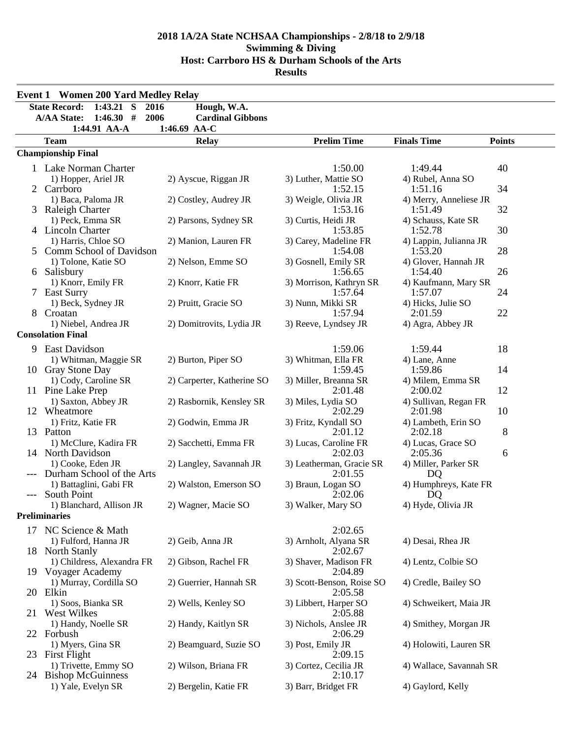# 2018 1A/2A State NCHSAA Championships - 2/8/18 to 2/9/18
## Swimming & Diving
## Host: Carrboro HS & Durham Schools of the Arts
## Results

### Event 1 Women 200 Yard Medley Relay

| | | | |
|---|---|---|---|
| State Record: | 1:43.21 S | 2016 | Hough, W.A. |
| A/AA State: | 1:46.30 # | 2006 | Cardinal Gibbons |
| | 1:44.91 AA-A | 1:46.69 AA-C | |

| | Team | Relay | Prelim Time | Finals Time | Points |
|---|---|---|---|---|---|
| **Championship Final** | | | | | |
| 1 | Lake Norman Charter | | 1:50.00 | 1:49.44 | 40 |
| | 1) Hopper, Ariel JR | 2) Ayscue, Riggan JR | 3) Luther, Mattie SO | 4) Rubel, Anna SO | |
| 2 | Carrboro | | 1:52.15 | 1:51.16 | 34 |
| | 1) Baca, Paloma JR | 2) Costley, Audrey JR | 3) Weigle, Olivia JR | 4) Merry, Anneliese JR | |
| 3 | Raleigh Charter | | 1:53.16 | 1:51.49 | 32 |
| | 1) Peck, Emma SR | 2) Parsons, Sydney SR | 3) Curtis, Heidi JR | 4) Schauss, Kate SR | |
| 4 | Lincoln Charter | | 1:53.85 | 1:52.78 | 30 |
| | 1) Harris, Chloe SO | 2) Manion, Lauren FR | 3) Carey, Madeline FR | 4) Lappin, Julianna JR | |
| 5 | Comm School of Davidson | | 1:54.08 | 1:53.20 | 28 |
| | 1) Tolone, Katie SO | 2) Nelson, Emme SO | 3) Gosnell, Emily SR | 4) Glover, Hannah JR | |
| 6 | Salisbury | | 1:56.65 | 1:54.40 | 26 |
| | 1) Knorr, Emily FR | 2) Knorr, Katie FR | 3) Morrison, Kathryn SR | 4) Kaufmann, Mary SR | |
| 7 | East Surry | | 1:57.64 | 1:57.07 | 24 |
| | 1) Beck, Sydney JR | 2) Pruitt, Gracie SO | 3) Nunn, Mikki SR | 4) Hicks, Julie SO | |
| 8 | Croatan | | 1:57.94 | 2:01.59 | 22 |
| | 1) Niebel, Andrea JR | 2) Domitrovits, Lydia JR | 3) Reeve, Lyndsey JR | 4) Agra, Abbey JR | |
| **Consolation Final** | | | | | |
| 9 | East Davidson | | 1:59.06 | 1:59.44 | 18 |
| | 1) Whitman, Maggie SR | 2) Burton, Piper SO | 3) Whitman, Ella FR | 4) Lane, Anne | |
| 10 | Gray Stone Day | | 1:59.45 | 1:59.86 | 14 |
| | 1) Cody, Caroline SR | 2) Carperter, Katherine SO | 3) Miller, Breanna SR | 4) Milem, Emma SR | |
| 11 | Pine Lake Prep | | 2:01.48 | 2:00.02 | 12 |
| | 1) Saxton, Abbey JR | 2) Rasbornik, Kensley SR | 3) Miles, Lydia SO | 4) Sullivan, Regan FR | |
| 12 | Wheatmore | | 2:02.29 | 2:01.98 | 10 |
| | 1) Fritz, Katie FR | 2) Godwin, Emma JR | 3) Fritz, Kyndall SO | 4) Lambeth, Erin SO | |
| 13 | Patton | | 2:01.12 | 2:02.18 | 8 |
| | 1) McClure, Kadira FR | 2) Sacchetti, Emma FR | 3) Lucas, Caroline FR | 4) Lucas, Grace SO | |
| 14 | North Davidson | | 2:02.03 | 2:05.36 | 6 |
| | 1) Cooke, Eden JR | 2) Langley, Savannah JR | 3) Leatherman, Gracie SR | 4) Miller, Parker SR | |
| --- | Durham School of the Arts | | 2:01.55 | DQ | |
| | 1) Battaglini, Gabi FR | 2) Walston, Emerson SO | 3) Braun, Logan SO | 4) Humphreys, Kate FR | |
| --- | South Point | | 2:02.06 | DQ | |
| | 1) Blanchard, Allison JR | 2) Wagner, Macie SO | 3) Walker, Mary SO | 4) Hyde, Olivia JR | |
| **Preliminaries** | | | | | |
| 17 | NC Science & Math | | 2:02.65 | | |
| | 1) Fulford, Hanna JR | 2) Geib, Anna JR | 3) Arnholt, Alyana SR | 4) Desai, Rhea JR | |
| 18 | North Stanly | | 2:02.67 | | |
| | 1) Childress, Alexandra FR | 2) Gibson, Rachel FR | 3) Shaver, Madison FR | 4) Lentz, Colbie SO | |
| 19 | Voyager Academy | | 2:04.89 | | |
| | 1) Murray, Cordilla SO | 2) Guerrier, Hannah SR | 3) Scott-Benson, Roise SO | 4) Credle, Bailey SO | |
| 20 | Elkin | | 2:05.58 | | |
| | 1) Soos, Bianka SR | 2) Wells, Kenley SO | 3) Libbert, Harper SO | 4) Schweikert, Maia JR | |
| 21 | West Wilkes | | 2:05.88 | | |
| | 1) Handy, Noelle SR | 2) Handy, Kaitlyn SR | 3) Nichols, Anslee JR | 4) Smithey, Morgan JR | |
| 22 | Forbush | | 2:06.29 | | |
| | 1) Myers, Gina SR | 2) Beamguard, Suzie SO | 3) Post, Emily JR | 4) Holowiti, Lauren SR | |
| 23 | First Flight | | 2:09.15 | | |
| | 1) Trivette, Emmy SO | 2) Wilson, Briana FR | 3) Cortez, Cecilia JR | 4) Wallace, Savannah SR | |
| 24 | Bishop McGuinness | | 2:10.17 | | |
| | 1) Yale, Evelyn SR | 2) Bergelin, Katie FR | 3) Barr, Bridget FR | 4) Gaylord, Kelly | |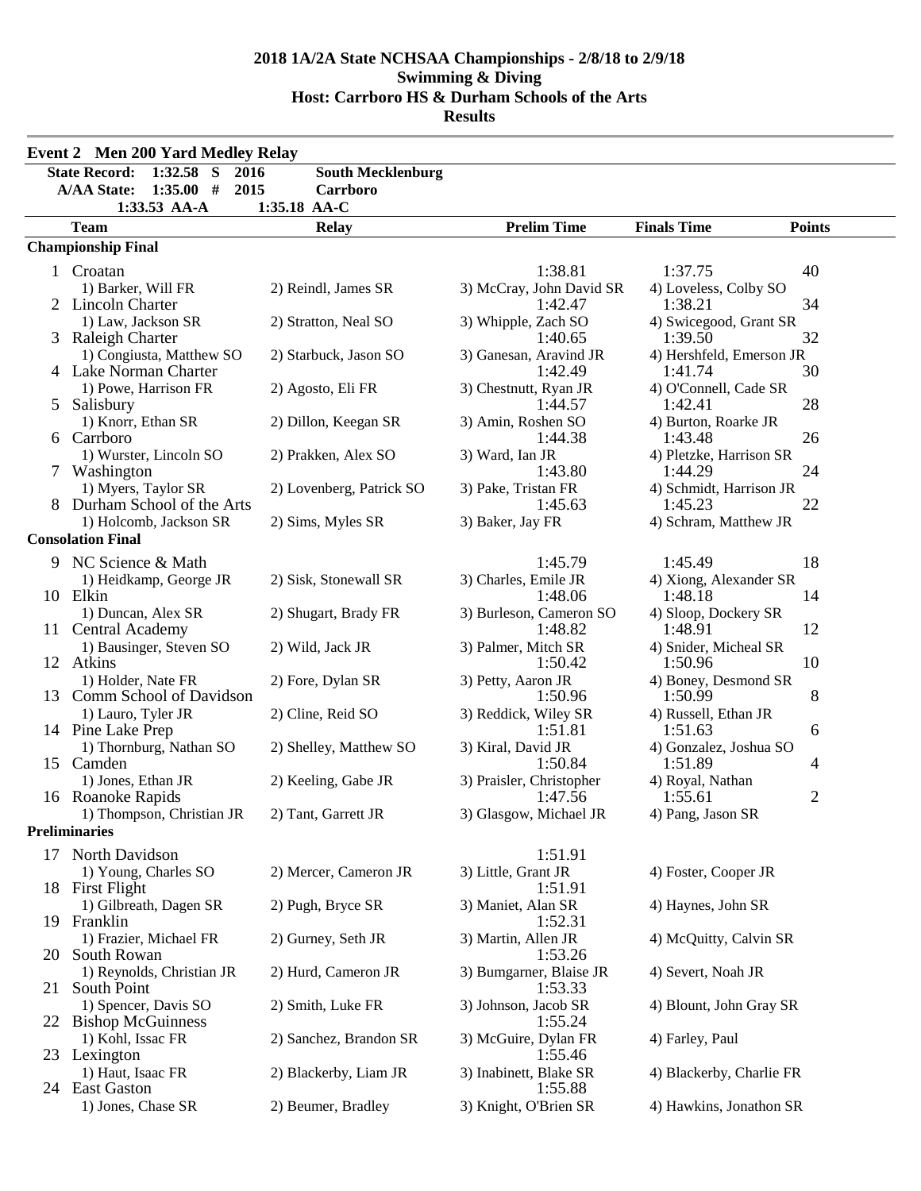# 2018 1A/2A State NCHSAA Championships - 2/8/18 to 2/9/18
## Swimming & Diving
## Host: Carrboro HS & Durham Schools of the Arts
## Results

### Event 2 Men 200 Yard Medley Relay

| | | | |
|---|---|---|---|
| State Record: | 1:32.58 S | 2016 | South Mecklenburg |
| A/AA State: | 1:35.00 # | 2015 | Carrboro |
| | 1:33.53 AA-A | 1:35.18 AA-C | |

| | Team | Relay | Prelim Time | Finals Time | Points |
|---|---|---|---|---|---|
| **Championship Final** | | | | | |
| 1 | Croatan | | 1:38.81 | 1:37.75 | 40 |
| | 1) Barker, Will FR | 2) Reindl, James SR | 3) McCray, John David SR | 4) Loveless, Colby SO | |
| 2 | Lincoln Charter | | 1:42.47 | 1:38.21 | 34 |
| | 1) Law, Jackson SR | 2) Stratton, Neal SO | 3) Whipple, Zach SO | 4) Swicegood, Grant SR | |
| 3 | Raleigh Charter | | 1:40.65 | 1:39.50 | 32 |
| | 1) Congiusta, Matthew SO | 2) Starbuck, Jason SO | 3) Ganesan, Aravind JR | 4) Hershfeld, Emerson JR | |
| 4 | Lake Norman Charter | | 1:42.49 | 1:41.74 | 30 |
| | 1) Powe, Harrison FR | 2) Agosto, Eli FR | 3) Chestnutt, Ryan JR | 4) O'Connell, Cade SR | |
| 5 | Salisbury | | 1:44.57 | 1:42.41 | 28 |
| | 1) Knorr, Ethan SR | 2) Dillon, Keegan SR | 3) Amin, Roshen SO | 4) Burton, Roarke JR | |
| 6 | Carrboro | | 1:44.38 | 1:43.48 | 26 |
| | 1) Wurster, Lincoln SO | 2) Prakken, Alex SO | 3) Ward, Ian JR | 4) Pletzke, Harrison SR | |
| 7 | Washington | | 1:43.80 | 1:44.29 | 24 |
| | 1) Myers, Taylor SR | 2) Lovenberg, Patrick SO | 3) Pake, Tristan FR | 4) Schmidt, Harrison JR | |
| 8 | Durham School of the Arts | | 1:45.63 | 1:45.23 | 22 |
| | 1) Holcomb, Jackson SR | 2) Sims, Myles SR | 3) Baker, Jay FR | 4) Schram, Matthew JR | |
| **Consolation Final** | | | | | |
| 9 | NC Science & Math | | 1:45.79 | 1:45.49 | 18 |
| | 1) Heidkamp, George JR | 2) Sisk, Stonewall SR | 3) Charles, Emile JR | 4) Xiong, Alexander SR | |
| 10 | Elkin | | 1:48.06 | 1:48.18 | 14 |
| | 1) Duncan, Alex SR | 2) Shugart, Brady FR | 3) Burleson, Cameron SO | 4) Sloop, Dockery SR | |
| 11 | Central Academy | | 1:48.82 | 1:48.91 | 12 |
| | 1) Bausinger, Steven SO | 2) Wild, Jack JR | 3) Palmer, Mitch SR | 4) Snider, Micheal SR | |
| 12 | Atkins | | 1:50.42 | 1:50.96 | 10 |
| | 1) Holder, Nate FR | 2) Fore, Dylan SR | 3) Petty, Aaron JR | 4) Boney, Desmond SR | |
| 13 | Comm School of Davidson | | 1:50.96 | 1:50.99 | 8 |
| | 1) Lauro, Tyler JR | 2) Cline, Reid SO | 3) Reddick, Wiley SR | 4) Russell, Ethan JR | |
| 14 | Pine Lake Prep | | 1:51.81 | 1:51.63 | 6 |
| | 1) Thornburg, Nathan SO | 2) Shelley, Matthew SO | 3) Kiral, David JR | 4) Gonzalez, Joshua SO | |
| 15 | Camden | | 1:50.84 | 1:51.89 | 4 |
| | 1) Jones, Ethan JR | 2) Keeling, Gabe JR | 3) Praisler, Christopher | 4) Royal, Nathan | |
| 16 | Roanoke Rapids | | 1:47.56 | 1:55.61 | 2 |
| | 1) Thompson, Christian JR | 2) Tant, Garrett JR | 3) Glasgow, Michael JR | 4) Pang, Jason SR | |
| **Preliminaries** | | | | | |
| 17 | North Davidson | | 1:51.91 | | |
| | 1) Young, Charles SO | 2) Mercer, Cameron JR | 3) Little, Grant JR | 4) Foster, Cooper JR | |
| 18 | First Flight | | 1:51.91 | | |
| | 1) Gilbreath, Dagen SR | 2) Pugh, Bryce SR | 3) Maniet, Alan SR | 4) Haynes, John SR | |
| 19 | Franklin | | 1:52.31 | | |
| | 1) Frazier, Michael FR | 2) Gurney, Seth JR | 3) Martin, Allen JR | 4) McQuitty, Calvin SR | |
| 20 | South Rowan | | 1:53.26 | | |
| | 1) Reynolds, Christian JR | 2) Hurd, Cameron JR | 3) Bumgarner, Blaise JR | 4) Severt, Noah JR | |
| 21 | South Point | | 1:53.33 | | |
| | 1) Spencer, Davis SO | 2) Smith, Luke FR | 3) Johnson, Jacob SR | 4) Blount, John Gray SR | |
| 22 | Bishop McGuinness | | 1:55.24 | | |
| | 1) Kohl, Issac FR | 2) Sanchez, Brandon SR | 3) McGuire, Dylan FR | 4) Farley, Paul | |
| 23 | Lexington | | 1:55.46 | | |
| | 1) Haut, Isaac FR | 2) Blackerby, Liam JR | 3) Inabinett, Blake SR | 4) Blackerby, Charlie FR | |
| 24 | East Gaston | | 1:55.88 | | |
| | 1) Jones, Chase SR | 2) Beumer, Bradley | 3) Knight, O'Brien SR | 4) Hawkins, Jonathon SR | |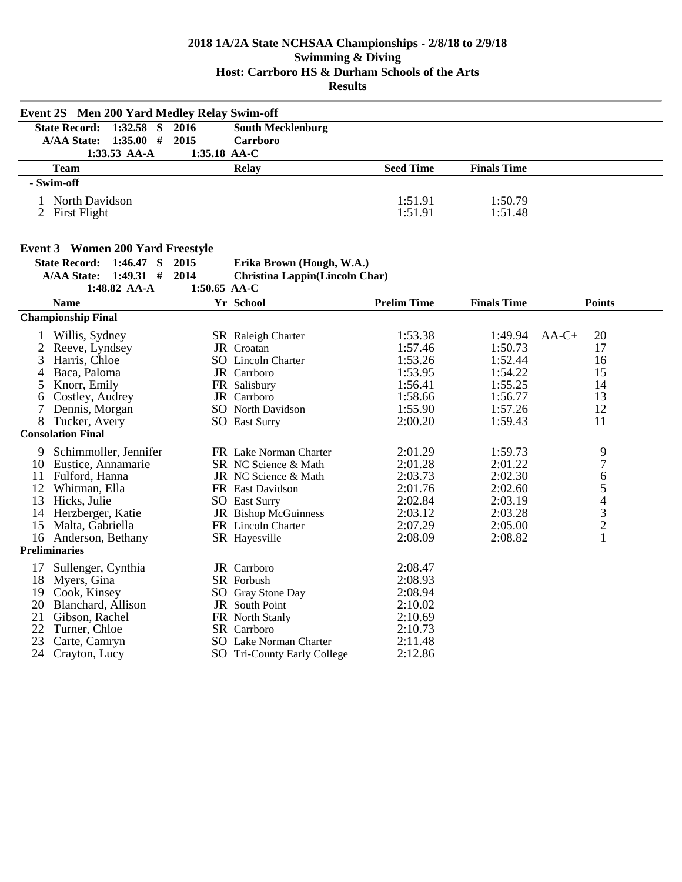# 2018 1A/2A State NCHSAA Championships - 2/8/18 to 2/9/18
## Swimming & Diving
## Host: Carrboro HS & Durham Schools of the Arts
## Results

### Event 2S Men 200 Yard Medley Relay Swim-off

| | | | |
|---|---|---|---|
| State Record: | 1:32.58 S | 2016 | South Mecklenburg |
| A/AA State: | 1:35.00 # | 2015 | Carrboro |
| | 1:33.53 AA-A | 1:35.18 AA-C | |

| | Team | Relay | Seed Time | Finals Time |
|---|---|---|---|---|
| **- Swim-off** | | | | |
| 1 | North Davidson | | 1:51.91 | 1:50.79 |
| 2 | First Flight | | 1:51.91 | 1:51.48 |

### Event 3 Women 200 Yard Freestyle

| | | | |
|---|---|---|---|
| State Record: | 1:46.47 S | 2015 | Erika Brown (Hough, W.A.) |
| A/AA State: | 1:49.31 # | 2014 | Christina Lappin(Lincoln Char) |
| | 1:48.82 AA-A | 1:50.65 AA-C | |

| | Name | Yr | School | Prelim Time | Finals Time | | Points |
|---|---|---|---|---|---|---|---|
| **Championship Final** | | | | | | | |
| 1 | Willis, Sydney | SR | Raleigh Charter | 1:53.38 | 1:49.94 | AA-C+ | 20 |
| 2 | Reeve, Lyndsey | JR | Croatan | 1:57.46 | 1:50.73 | | 17 |
| 3 | Harris, Chloe | SO | Lincoln Charter | 1:53.26 | 1:52.44 | | 16 |
| 4 | Baca, Paloma | JR | Carrboro | 1:53.95 | 1:54.22 | | 15 |
| 5 | Knorr, Emily | FR | Salisbury | 1:56.41 | 1:55.25 | | 14 |
| 6 | Costley, Audrey | JR | Carrboro | 1:58.66 | 1:56.77 | | 13 |
| 7 | Dennis, Morgan | SO | North Davidson | 1:55.90 | 1:57.26 | | 12 |
| 8 | Tucker, Avery | SO | East Surry | 2:00.20 | 1:59.43 | | 11 |
| **Consolation Final** | | | | | | | |
| 9 | Schimmoller, Jennifer | FR | Lake Norman Charter | 2:01.29 | 1:59.73 | | 9 |
| 10 | Eustice, Annamarie | SR | NC Science & Math | 2:01.28 | 2:01.22 | | 7 |
| 11 | Fulford, Hanna | JR | NC Science & Math | 2:03.73 | 2:02.30 | | 6 |
| 12 | Whitman, Ella | FR | East Davidson | 2:01.76 | 2:02.60 | | 5 |
| 13 | Hicks, Julie | SO | East Surry | 2:02.84 | 2:03.19 | | 4 |
| 14 | Herzberger, Katie | JR | Bishop McGuinness | 2:03.12 | 2:03.28 | | 3 |
| 15 | Malta, Gabriella | FR | Lincoln Charter | 2:07.29 | 2:05.00 | | 2 |
| 16 | Anderson, Bethany | SR | Hayesville | 2:08.09 | 2:08.82 | | 1 |
| **Preliminaries** | | | | | | | |
| 17 | Sullenger, Cynthia | JR | Carrboro | 2:08.47 | | | |
| 18 | Myers, Gina | SR | Forbush | 2:08.93 | | | |
| 19 | Cook, Kinsey | SO | Gray Stone Day | 2:08.94 | | | |
| 20 | Blanchard, Allison | JR | South Point | 2:10.02 | | | |
| 21 | Gibson, Rachel | FR | North Stanly | 2:10.69 | | | |
| 22 | Turner, Chloe | SR | Carrboro | 2:10.73 | | | |
| 23 | Carte, Camryn | SO | Lake Norman Charter | 2:11.48 | | | |
| 24 | Crayton, Lucy | SO | Tri-County Early College | 2:12.86 | | | |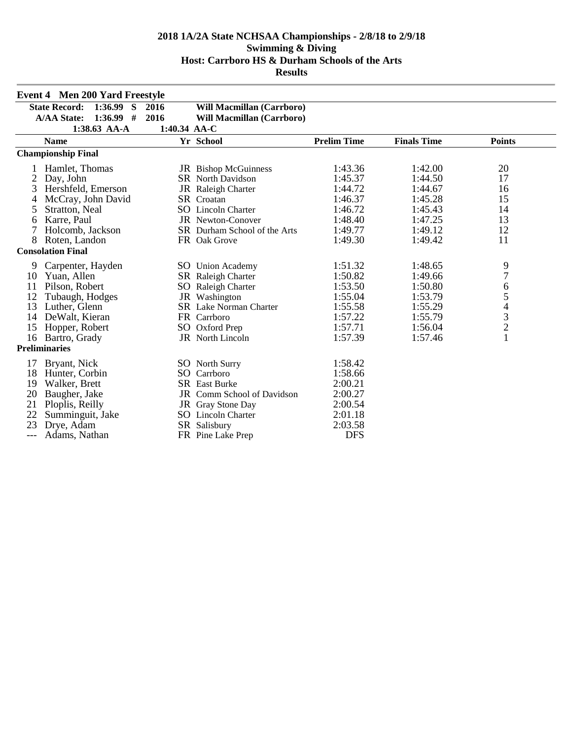# 2018 1A/2A State NCHSAA Championships - 2/8/18 to 2/9/18

## Swimming & Diving

## Host: Carrboro HS & Durham Schools of the Arts

## Results

### Event 4 Men 200 Yard Freestyle

| | | | |
|---|---|---|---|
| **State Record:** | **1:36.99 S** | **2016** | **Will Macmillan (Carrboro)** |
| **A/AA State:** | **1:36.99 #** | **2016** | **Will Macmillan (Carrboro)** |
| | **1:38.63 AA-A** | **1:40.34 AA-C** | |

| | Name | Yr | School | Prelim Time | Finals Time | Points |
|---|---|---|---|---|---|---|
| **Championship Final** | | | | | | |
| 1 | Hamlet, Thomas | JR | Bishop McGuinness | 1:43.36 | 1:42.00 | 20 |
| 2 | Day, John | SR | North Davidson | 1:45.37 | 1:44.50 | 17 |
| 3 | Hershfeld, Emerson | JR | Raleigh Charter | 1:44.72 | 1:44.67 | 16 |
| 4 | McCray, John David | SR | Croatan | 1:46.37 | 1:45.28 | 15 |
| 5 | Stratton, Neal | SO | Lincoln Charter | 1:46.72 | 1:45.43 | 14 |
| 6 | Karre, Paul | JR | Newton-Conover | 1:48.40 | 1:47.25 | 13 |
| 7 | Holcomb, Jackson | SR | Durham School of the Arts | 1:49.77 | 1:49.12 | 12 |
| 8 | Roten, Landon | FR | Oak Grove | 1:49.30 | 1:49.42 | 11 |
| **Consolation Final** | | | | | | |
| 9 | Carpenter, Hayden | SO | Union Academy | 1:51.32 | 1:48.65 | 9 |
| 10 | Yuan, Allen | SR | Raleigh Charter | 1:50.82 | 1:49.66 | 7 |
| 11 | Pilson, Robert | SO | Raleigh Charter | 1:53.50 | 1:50.80 | 6 |
| 12 | Tubaugh, Hodges | JR | Washington | 1:55.04 | 1:53.79 | 5 |
| 13 | Luther, Glenn | SR | Lake Norman Charter | 1:55.58 | 1:55.29 | 4 |
| 14 | DeWalt, Kieran | FR | Carrboro | 1:57.22 | 1:55.79 | 3 |
| 15 | Hopper, Robert | SO | Oxford Prep | 1:57.71 | 1:56.04 | 2 |
| 16 | Bartro, Grady | JR | North Lincoln | 1:57.39 | 1:57.46 | 1 |
| **Preliminaries** | | | | | | |
| 17 | Bryant, Nick | SO | North Surry | 1:58.42 | | |
| 18 | Hunter, Corbin | SO | Carrboro | 1:58.66 | | |
| 19 | Walker, Brett | SR | East Burke | 2:00.21 | | |
| 20 | Baugher, Jake | JR | Comm School of Davidson | 2:00.27 | | |
| 21 | Ploplis, Reilly | JR | Gray Stone Day | 2:00.54 | | |
| 22 | Summinguit, Jake | SO | Lincoln Charter | 2:01.18 | | |
| 23 | Drye, Adam | SR | Salisbury | 2:03.58 | | |
| --- | Adams, Nathan | FR | Pine Lake Prep | DFS | | |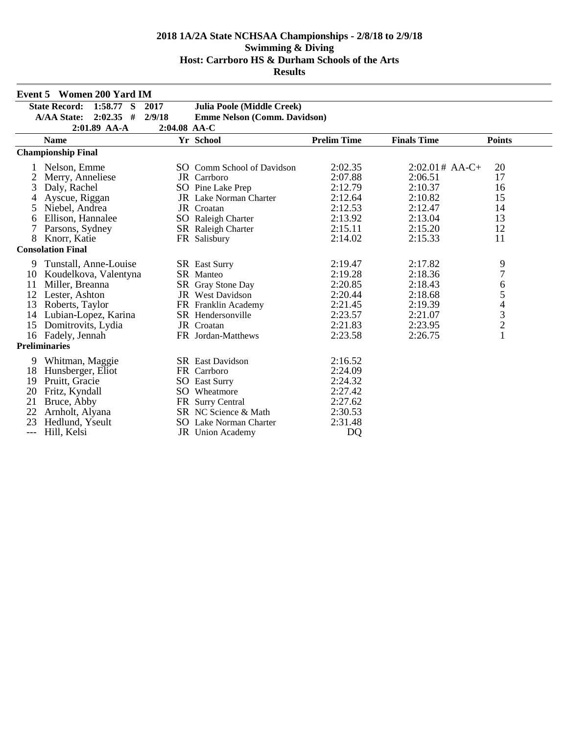# 2018 1A/2A State NCHSAA Championships - 2/8/18 to 2/9/18
## Swimming & Diving
## Host: Carrboro HS & Durham Schools of the Arts
## Results

### Event 5 Women 200 Yard IM

| | | | |
|---|---|---|---|
| State Record: | 1:58.77 S | 2017 | Julia Poole (Middle Creek) |
| A/AA State: | 2:02.35 # | 2/9/18 | Emme Nelson (Comm. Davidson) |
| | 2:01.89 AA-A | 2:04.08 AA-C | |

| | Name | Yr | School | Prelim Time | Finals Time | Points |
|---|---|---|---|---|---|---|
| **Championship Final** | | | | | | |
| 1 | Nelson, Emme | SO | Comm School of Davidson | 2:02.35 | 2:02.01# AA-C+ | 20 |
| 2 | Merry, Anneliese | JR | Carrboro | 2:07.88 | 2:06.51 | 17 |
| 3 | Daly, Rachel | SO | Pine Lake Prep | 2:12.79 | 2:10.37 | 16 |
| 4 | Ayscue, Riggan | JR | Lake Norman Charter | 2:12.64 | 2:10.82 | 15 |
| 5 | Niebel, Andrea | JR | Croatan | 2:12.53 | 2:12.47 | 14 |
| 6 | Ellison, Hannalee | SO | Raleigh Charter | 2:13.92 | 2:13.04 | 13 |
| 7 | Parsons, Sydney | SR | Raleigh Charter | 2:15.11 | 2:15.20 | 12 |
| 8 | Knorr, Katie | FR | Salisbury | 2:14.02 | 2:15.33 | 11 |
| **Consolation Final** | | | | | | |
| 9 | Tunstall, Anne-Louise | SR | East Surry | 2:19.47 | 2:17.82 | 9 |
| 10 | Koudelkova, Valentyna | SR | Manteo | 2:19.28 | 2:18.36 | 7 |
| 11 | Miller, Breanna | SR | Gray Stone Day | 2:20.85 | 2:18.43 | 6 |
| 12 | Lester, Ashton | JR | West Davidson | 2:20.44 | 2:18.68 | 5 |
| 13 | Roberts, Taylor | FR | Franklin Academy | 2:21.45 | 2:19.39 | 4 |
| 14 | Lubian-Lopez, Karina | SR | Hendersonville | 2:23.57 | 2:21.07 | 3 |
| 15 | Domitrovits, Lydia | JR | Croatan | 2:21.83 | 2:23.95 | 2 |
| 16 | Fadely, Jennah | FR | Jordan-Matthews | 2:23.58 | 2:26.75 | 1 |
| **Preliminaries** | | | | | | |
| 9 | Whitman, Maggie | SR | East Davidson | 2:16.52 | | |
| 18 | Hunsberger, Eliot | FR | Carrboro | 2:24.09 | | |
| 19 | Pruitt, Gracie | SO | East Surry | 2:24.32 | | |
| 20 | Fritz, Kyndall | SO | Wheatmore | 2:27.42 | | |
| 21 | Bruce, Abby | FR | Surry Central | 2:27.62 | | |
| 22 | Arnholt, Alyana | SR | NC Science & Math | 2:30.53 | | |
| 23 | Hedlund, Yseult | SO | Lake Norman Charter | 2:31.48 | | |
| --- | Hill, Kelsi | JR | Union Academy | DQ | | |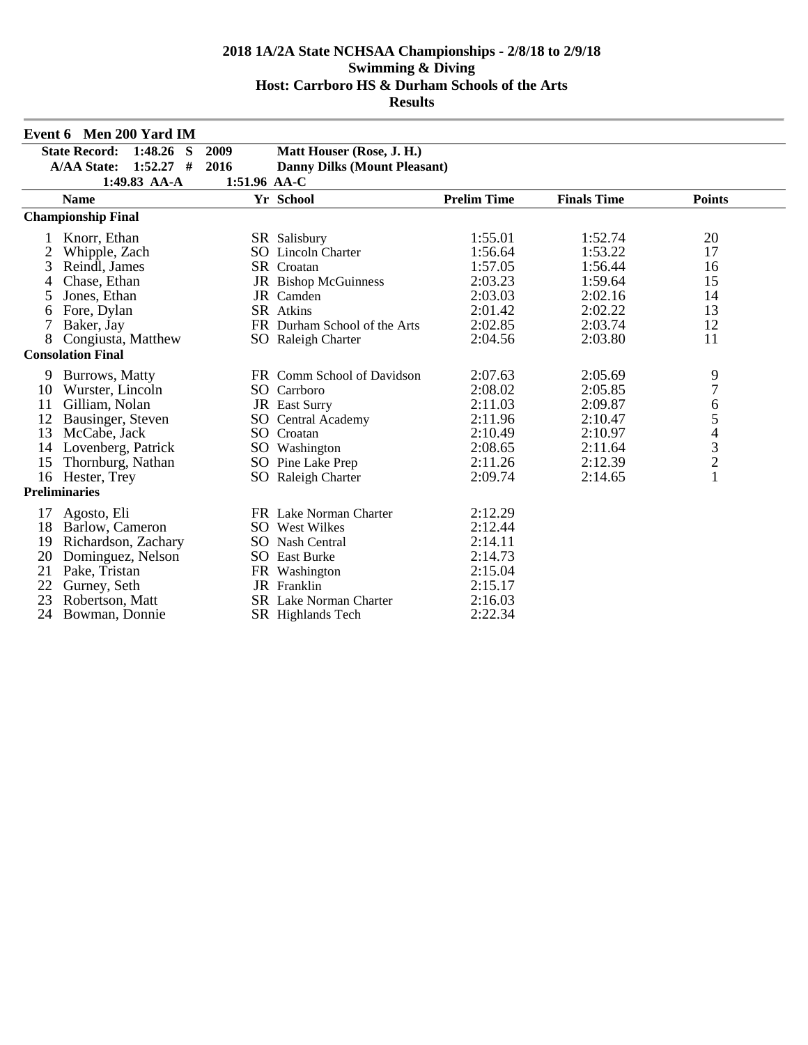# 2018 1A/2A State NCHSAA Championships - 2/8/18 to 2/9/18
## Swimming & Diving
## Host: Carrboro HS & Durham Schools of the Arts
## Results

### Event 6 Men 200 Yard IM

| | | | |
|---|---|---|---|
| State Record: | 1:48.26 S | 2009 | Matt Houser (Rose, J. H.) |
| A/AA State: | 1:52.27 # | 2016 | Danny Dilks (Mount Pleasant) |
| | 1:49.83 AA-A | 1:51.96 AA-C | |

| | Name | Yr | School | Prelim Time | Finals Time | Points |
|---|---|---|---|---|---|---|
| **Championship Final** | | | | | | |
| 1 | Knorr, Ethan | SR | Salisbury | 1:55.01 | 1:52.74 | 20 |
| 2 | Whipple, Zach | SO | Lincoln Charter | 1:56.64 | 1:53.22 | 17 |
| 3 | Reindl, James | SR | Croatan | 1:57.05 | 1:56.44 | 16 |
| 4 | Chase, Ethan | JR | Bishop McGuinness | 2:03.23 | 1:59.64 | 15 |
| 5 | Jones, Ethan | JR | Camden | 2:03.03 | 2:02.16 | 14 |
| 6 | Fore, Dylan | SR | Atkins | 2:01.42 | 2:02.22 | 13 |
| 7 | Baker, Jay | FR | Durham School of the Arts | 2:02.85 | 2:03.74 | 12 |
| 8 | Congiusta, Matthew | SO | Raleigh Charter | 2:04.56 | 2:03.80 | 11 |
| **Consolation Final** | | | | | | |
| 9 | Burrows, Matty | FR | Comm School of Davidson | 2:07.63 | 2:05.69 | 9 |
| 10 | Wurster, Lincoln | SO | Carrboro | 2:08.02 | 2:05.85 | 7 |
| 11 | Gilliam, Nolan | JR | East Surry | 2:11.03 | 2:09.87 | 6 |
| 12 | Bausinger, Steven | SO | Central Academy | 2:11.96 | 2:10.47 | 5 |
| 13 | McCabe, Jack | SO | Croatan | 2:10.49 | 2:10.97 | 4 |
| 14 | Lovenberg, Patrick | SO | Washington | 2:08.65 | 2:11.64 | 3 |
| 15 | Thornburg, Nathan | SO | Pine Lake Prep | 2:11.26 | 2:12.39 | 2 |
| 16 | Hester, Trey | SO | Raleigh Charter | 2:09.74 | 2:14.65 | 1 |
| **Preliminaries** | | | | | | |
| 17 | Agosto, Eli | FR | Lake Norman Charter | 2:12.29 | | |
| 18 | Barlow, Cameron | SO | West Wilkes | 2:12.44 | | |
| 19 | Richardson, Zachary | SO | Nash Central | 2:14.11 | | |
| 20 | Dominguez, Nelson | SO | East Burke | 2:14.73 | | |
| 21 | Pake, Tristan | FR | Washington | 2:15.04 | | |
| 22 | Gurney, Seth | JR | Franklin | 2:15.17 | | |
| 23 | Robertson, Matt | SR | Lake Norman Charter | 2:16.03 | | |
| 24 | Bowman, Donnie | SR | Highlands Tech | 2:22.34 | | |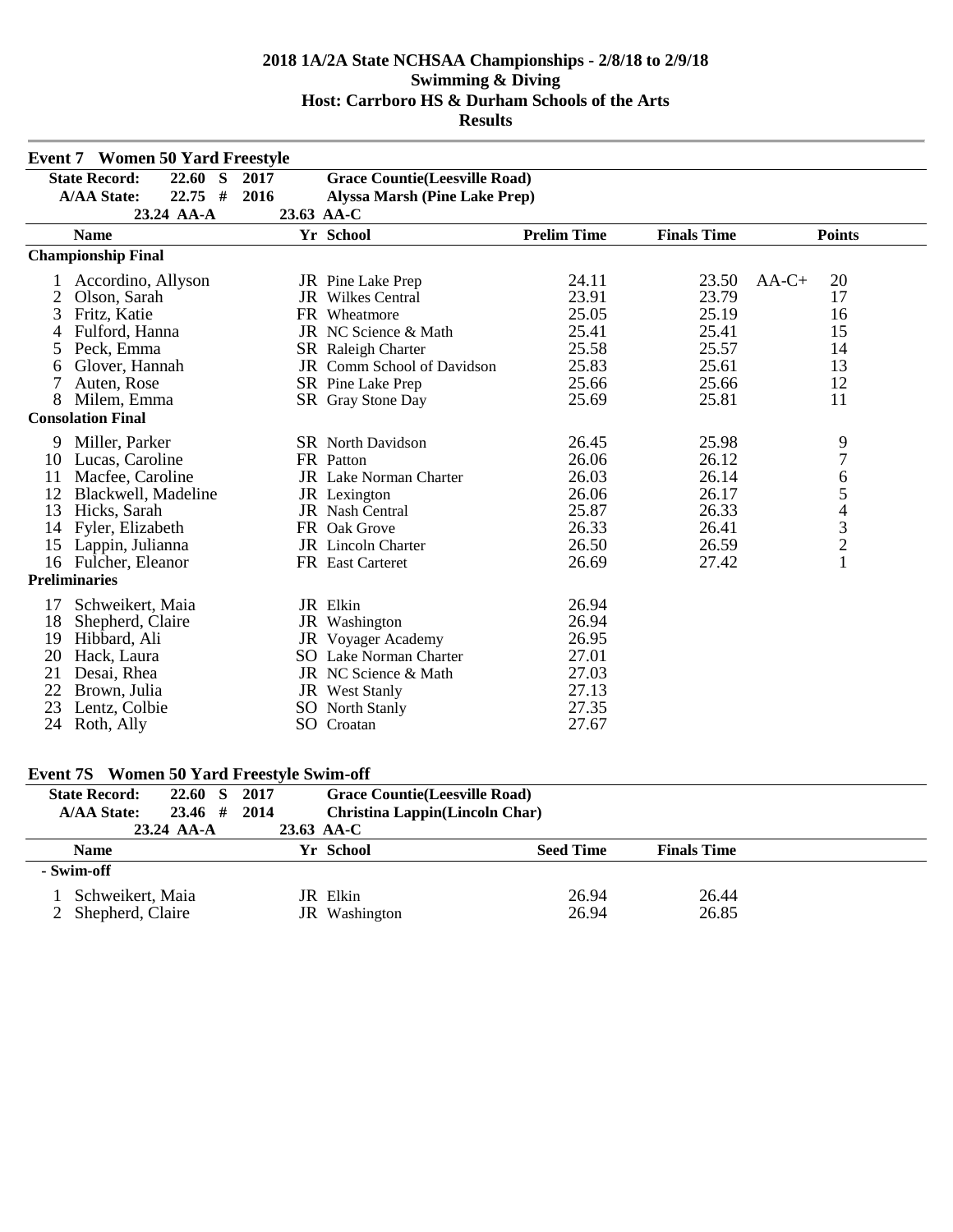# 2018 1A/2A State NCHSAA Championships - 2/8/18 to 2/9/18
## Swimming & Diving
## Host: Carrboro HS & Durham Schools of the Arts
## Results

### Event 7 Women 50 Yard Freestyle

| | | | |
|---|---|---|---|
| **State Record:** | 22.60 S | 2017 | **Grace Countie(Leesville Road)** |
| **A/AA State:** | 22.75 # | 2016 | **Alyssa Marsh (Pine Lake Prep)** |
| | 23.24 AA-A | 23.63 AA-C | |

| | Name | Yr | School | Prelim Time | Finals Time | | Points |
|---|---|---|---|---|---|---|---|
| **Championship Final** | | | | | | | |
| 1 | Accordino, Allyson | JR | Pine Lake Prep | 24.11 | 23.50 | AA-C+ | 20 |
| 2 | Olson, Sarah | JR | Wilkes Central | 23.91 | 23.79 | | 17 |
| 3 | Fritz, Katie | FR | Wheatmore | 25.05 | 25.19 | | 16 |
| 4 | Fulford, Hanna | JR | NC Science & Math | 25.41 | 25.41 | | 15 |
| 5 | Peck, Emma | SR | Raleigh Charter | 25.58 | 25.57 | | 14 |
| 6 | Glover, Hannah | JR | Comm School of Davidson | 25.83 | 25.61 | | 13 |
| 7 | Auten, Rose | SR | Pine Lake Prep | 25.66 | 25.66 | | 12 |
| 8 | Milem, Emma | SR | Gray Stone Day | 25.69 | 25.81 | | 11 |
| **Consolation Final** | | | | | | | |
| 9 | Miller, Parker | SR | North Davidson | 26.45 | 25.98 | | 9 |
| 10 | Lucas, Caroline | FR | Patton | 26.06 | 26.12 | | 7 |
| 11 | Macfee, Caroline | JR | Lake Norman Charter | 26.03 | 26.14 | | 6 |
| 12 | Blackwell, Madeline | JR | Lexington | 26.06 | 26.17 | | 5 |
| 13 | Hicks, Sarah | JR | Nash Central | 25.87 | 26.33 | | 4 |
| 14 | Fyler, Elizabeth | FR | Oak Grove | 26.33 | 26.41 | | 3 |
| 15 | Lappin, Julianna | JR | Lincoln Charter | 26.50 | 26.59 | | 2 |
| 16 | Fulcher, Eleanor | FR | East Carteret | 26.69 | 27.42 | | 1 |
| **Preliminaries** | | | | | | | |
| 17 | Schweikert, Maia | JR | Elkin | 26.94 | | | |
| 18 | Shepherd, Claire | JR | Washington | 26.94 | | | |
| 19 | Hibbard, Ali | JR | Voyager Academy | 26.95 | | | |
| 20 | Hack, Laura | SO | Lake Norman Charter | 27.01 | | | |
| 21 | Desai, Rhea | JR | NC Science & Math | 27.03 | | | |
| 22 | Brown, Julia | JR | West Stanly | 27.13 | | | |
| 23 | Lentz, Colbie | SO | North Stanly | 27.35 | | | |
| 24 | Roth, Ally | SO | Croatan | 27.67 | | | |

### Event 7S Women 50 Yard Freestyle Swim-off

| | | | |
|---|---|---|---|
| **State Record:** | 22.60 S | 2017 | **Grace Countie(Leesville Road)** |
| **A/AA State:** | 23.46 # | 2014 | **Christina Lappin(Lincoln Char)** |
| | 23.24 AA-A | 23.63 AA-C | |

| | Name | Yr | School | Seed Time | Finals Time |
|---|---|---|---|---|---|
| **- Swim-off** | | | | | |
| 1 | Schweikert, Maia | JR | Elkin | 26.94 | 26.44 |
| 2 | Shepherd, Claire | JR | Washington | 26.94 | 26.85 |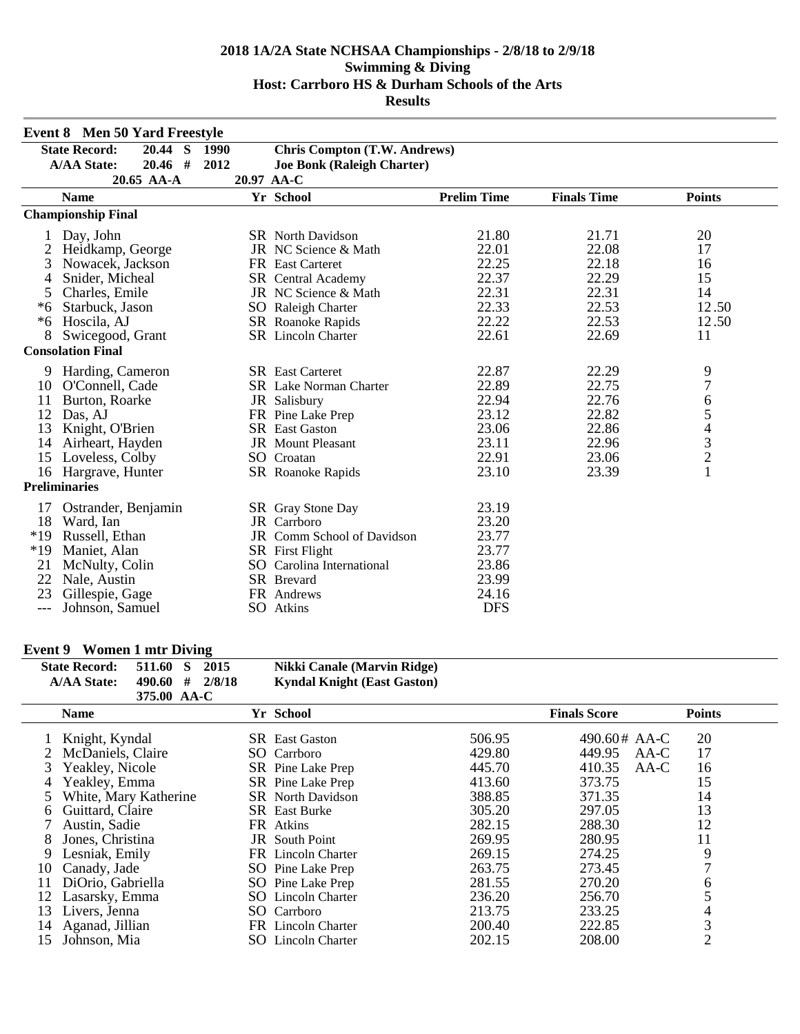# 2018 1A/2A State NCHSAA Championships - 2/8/18 to 2/9/18
## Swimming & Diving
## Host: Carrboro HS & Durham Schools of the Arts
## Results

### Event 8 Men 50 Yard Freestyle

| | | | | |
|---|---|---|---|---|
| State Record: | 20.44 S | 1990 | Chris Compton (T.W. Andrews) | |
| A/AA State: | 20.46 # | 2012 | Joe Bonk (Raleigh Charter) | |
| | 20.65 AA-A | | 20.97 AA-C | |

| | Name | Yr | School | Prelim Time | Finals Time | Points |
|---|---|---|---|---|---|---|
| **Championship Final** | | | | | | |
| 1 | Day, John | SR | North Davidson | 21.80 | 21.71 | 20 |
| 2 | Heidkamp, George | JR | NC Science & Math | 22.01 | 22.08 | 17 |
| 3 | Nowacek, Jackson | FR | East Carteret | 22.25 | 22.18 | 16 |
| 4 | Snider, Micheal | SR | Central Academy | 22.37 | 22.29 | 15 |
| 5 | Charles, Emile | JR | NC Science & Math | 22.31 | 22.31 | 14 |
| *6 | Starbuck, Jason | SO | Raleigh Charter | 22.33 | 22.53 | 12.50 |
| *6 | Hoscila, AJ | SR | Roanoke Rapids | 22.22 | 22.53 | 12.50 |
| 8 | Swicegood, Grant | SR | Lincoln Charter | 22.61 | 22.69 | 11 |
| **Consolation Final** | | | | | | |
| 9 | Harding, Cameron | SR | East Carteret | 22.87 | 22.29 | 9 |
| 10 | O'Connell, Cade | SR | Lake Norman Charter | 22.89 | 22.75 | 7 |
| 11 | Burton, Roarke | JR | Salisbury | 22.94 | 22.76 | 6 |
| 12 | Das, AJ | FR | Pine Lake Prep | 23.12 | 22.82 | 5 |
| 13 | Knight, O'Brien | SR | East Gaston | 23.06 | 22.86 | 4 |
| 14 | Airheart, Hayden | JR | Mount Pleasant | 23.11 | 22.96 | 3 |
| 15 | Loveless, Colby | SO | Croatan | 22.91 | 23.06 | 2 |
| 16 | Hargrave, Hunter | SR | Roanoke Rapids | 23.10 | 23.39 | 1 |
| **Preliminaries** | | | | | | |
| 17 | Ostrander, Benjamin | SR | Gray Stone Day | 23.19 | | |
| 18 | Ward, Ian | JR | Carrboro | 23.20 | | |
| *19 | Russell, Ethan | JR | Comm School of Davidson | 23.77 | | |
| *19 | Maniet, Alan | SR | First Flight | 23.77 | | |
| 21 | McNulty, Colin | SO | Carolina International | 23.86 | | |
| 22 | Nale, Austin | SR | Brevard | 23.99 | | |
| 23 | Gillespie, Gage | FR | Andrews | 24.16 | | |
| --- | Johnson, Samuel | SO | Atkins | DFS | | |

### Event 9 Women 1 mtr Diving

| | | | | |
|---|---|---|---|---|
| State Record: | 511.60 S | 2015 | Nikki Canale (Marvin Ridge) | |
| A/AA State: | 490.60 # | 2/8/18 | Kyndal Knight (East Gaston) | |
| | 375.00 AA-C | | | |

| | Name | Yr | School | | Finals Score | Points |
|---|---|---|---|---|---|---|
| 1 | Knight, Kyndal | SR | East Gaston | 506.95 | 490.60# AA-C | 20 |
| 2 | McDaniels, Claire | SO | Carrboro | 429.80 | 449.95 AA-C | 17 |
| 3 | Yeakley, Nicole | SR | Pine Lake Prep | 445.70 | 410.35 AA-C | 16 |
| 4 | Yeakley, Emma | SR | Pine Lake Prep | 413.60 | 373.75 | 15 |
| 5 | White, Mary Katherine | SR | North Davidson | 388.85 | 371.35 | 14 |
| 6 | Guittard, Claire | SR | East Burke | 305.20 | 297.05 | 13 |
| 7 | Austin, Sadie | FR | Atkins | 282.15 | 288.30 | 12 |
| 8 | Jones, Christina | JR | South Point | 269.95 | 280.95 | 11 |
| 9 | Lesniak, Emily | FR | Lincoln Charter | 269.15 | 274.25 | 9 |
| 10 | Canady, Jade | SO | Pine Lake Prep | 263.75 | 273.45 | 7 |
| 11 | DiOrio, Gabriella | SO | Pine Lake Prep | 281.55 | 270.20 | 6 |
| 12 | Lasarsky, Emma | SO | Lincoln Charter | 236.20 | 256.70 | 5 |
| 13 | Livers, Jenna | SO | Carrboro | 213.75 | 233.25 | 4 |
| 14 | Aganad, Jillian | FR | Lincoln Charter | 200.40 | 222.85 | 3 |
| 15 | Johnson, Mia | SO | Lincoln Charter | 202.15 | 208.00 | 2 |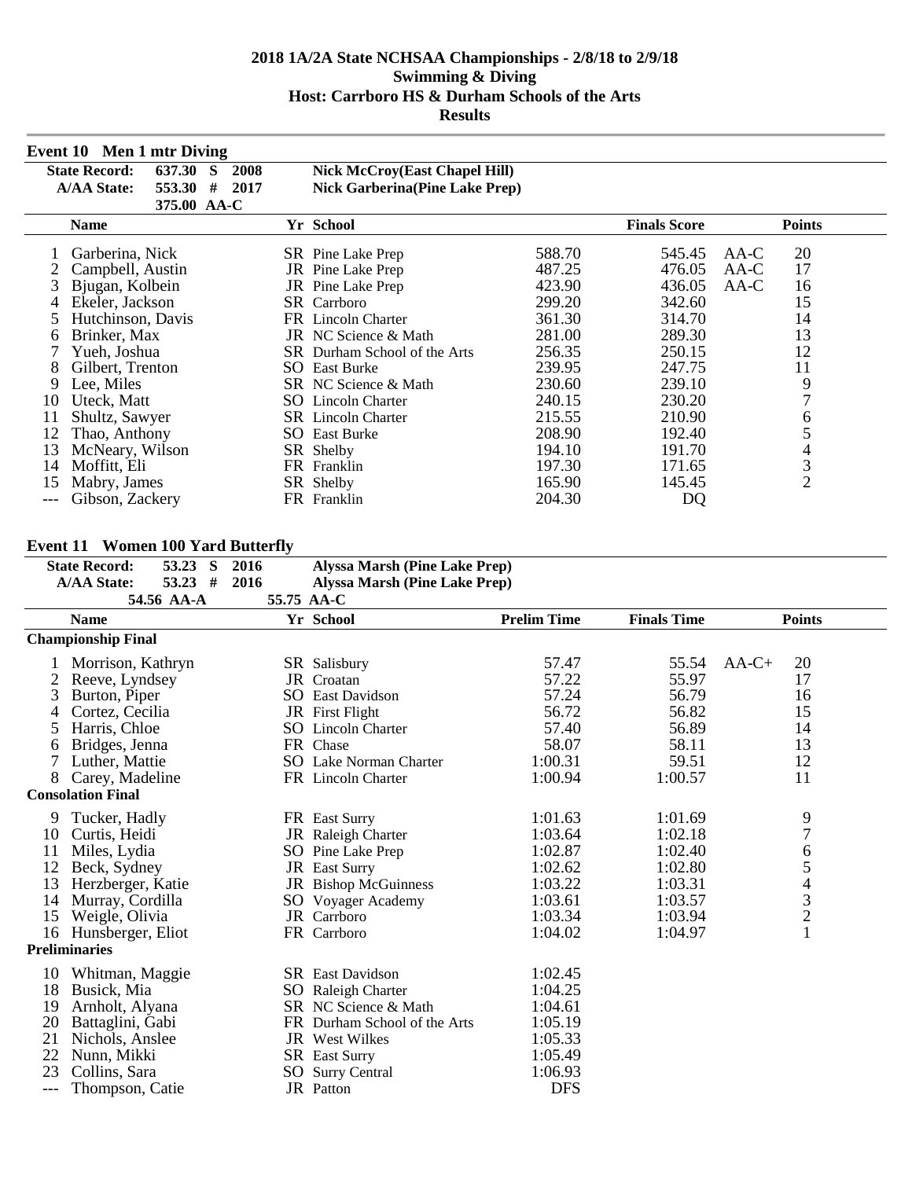# 2018 1A/2A State NCHSAA Championships - 2/8/18 to 2/9/18
## Swimming & Diving
## Host: Carrboro HS & Durham Schools of the Arts
## Results

### Event 10 Men 1 mtr Diving

| | | | |
|---|---|---|---|
| State Record: | 637.30 S | 2008 | Nick McCroy(East Chapel Hill) |
| A/AA State: | 553.30 # | 2017 | Nick Garberina(Pine Lake Prep) |
| | 375.00 AA-C | | |

| | Name | Yr | School | | Finals Score | | Points |
|---|---|---|---|---|---|---|---|
| 1 | Garberina, Nick | SR | Pine Lake Prep | 588.70 | 545.45 | AA-C | 20 |
| 2 | Campbell, Austin | JR | Pine Lake Prep | 487.25 | 476.05 | AA-C | 17 |
| 3 | Bjugan, Kolbein | JR | Pine Lake Prep | 423.90 | 436.05 | AA-C | 16 |
| 4 | Ekeler, Jackson | SR | Carrboro | 299.20 | 342.60 | | 15 |
| 5 | Hutchinson, Davis | FR | Lincoln Charter | 361.30 | 314.70 | | 14 |
| 6 | Brinker, Max | JR | NC Science & Math | 281.00 | 289.30 | | 13 |
| 7 | Yueh, Joshua | SR | Durham School of the Arts | 256.35 | 250.15 | | 12 |
| 8 | Gilbert, Trenton | SO | East Burke | 239.95 | 247.75 | | 11 |
| 9 | Lee, Miles | SR | NC Science & Math | 230.60 | 239.10 | | 9 |
| 10 | Uteck, Matt | SO | Lincoln Charter | 240.15 | 230.20 | | 7 |
| 11 | Shultz, Sawyer | SR | Lincoln Charter | 215.55 | 210.90 | | 6 |
| 12 | Thao, Anthony | SO | East Burke | 208.90 | 192.40 | | 5 |
| 13 | McNeary, Wilson | SR | Shelby | 194.10 | 191.70 | | 4 |
| 14 | Moffitt, Eli | FR | Franklin | 197.30 | 171.65 | | 3 |
| 15 | Mabry, James | SR | Shelby | 165.90 | 145.45 | | 2 |
| --- | Gibson, Zackery | FR | Franklin | 204.30 | DQ | | |

### Event 11 Women 100 Yard Butterfly

| | | | |
|---|---|---|---|
| State Record: | 53.23 S | 2016 | Alyssa Marsh (Pine Lake Prep) |
| A/AA State: | 53.23 # | 2016 | Alyssa Marsh (Pine Lake Prep) |
| | 54.56 AA-A | 55.75 AA-C | |

| | Name | Yr | School | Prelim Time | Finals Time | | Points |
|---|---|---|---|---|---|---|---|
| **Championship Final** | | | | | | | |
| 1 | Morrison, Kathryn | SR | Salisbury | 57.47 | 55.54 | AA-C+ | 20 |
| 2 | Reeve, Lyndsey | JR | Croatan | 57.22 | 55.97 | | 17 |
| 3 | Burton, Piper | SO | East Davidson | 57.24 | 56.79 | | 16 |
| 4 | Cortez, Cecilia | JR | First Flight | 56.72 | 56.82 | | 15 |
| 5 | Harris, Chloe | SO | Lincoln Charter | 57.40 | 56.89 | | 14 |
| 6 | Bridges, Jenna | FR | Chase | 58.07 | 58.11 | | 13 |
| 7 | Luther, Mattie | SO | Lake Norman Charter | 1:00.31 | 59.51 | | 12 |
| 8 | Carey, Madeline | FR | Lincoln Charter | 1:00.94 | 1:00.57 | | 11 |
| **Consolation Final** | | | | | | | |
| 9 | Tucker, Hadly | FR | East Surry | 1:01.63 | 1:01.69 | | 9 |
| 10 | Curtis, Heidi | JR | Raleigh Charter | 1:03.64 | 1:02.18 | | 7 |
| 11 | Miles, Lydia | SO | Pine Lake Prep | 1:02.87 | 1:02.40 | | 6 |
| 12 | Beck, Sydney | JR | East Surry | 1:02.62 | 1:02.80 | | 5 |
| 13 | Herzberger, Katie | JR | Bishop McGuinness | 1:03.22 | 1:03.31 | | 4 |
| 14 | Murray, Cordilla | SO | Voyager Academy | 1:03.61 | 1:03.57 | | 3 |
| 15 | Weigle, Olivia | JR | Carrboro | 1:03.34 | 1:03.94 | | 2 |
| 16 | Hunsberger, Eliot | FR | Carrboro | 1:04.02 | 1:04.97 | | 1 |
| **Preliminaries** | | | | | | | |
| 10 | Whitman, Maggie | SR | East Davidson | 1:02.45 | | | |
| 18 | Busick, Mia | SO | Raleigh Charter | 1:04.25 | | | |
| 19 | Arnholt, Alyana | SR | NC Science & Math | 1:04.61 | | | |
| 20 | Battaglini, Gabi | FR | Durham School of the Arts | 1:05.19 | | | |
| 21 | Nichols, Anslee | JR | West Wilkes | 1:05.33 | | | |
| 22 | Nunn, Mikki | SR | East Surry | 1:05.49 | | | |
| 23 | Collins, Sara | SO | Surry Central | 1:06.93 | | | |
| --- | Thompson, Catie | JR | Patton | DFS | | | |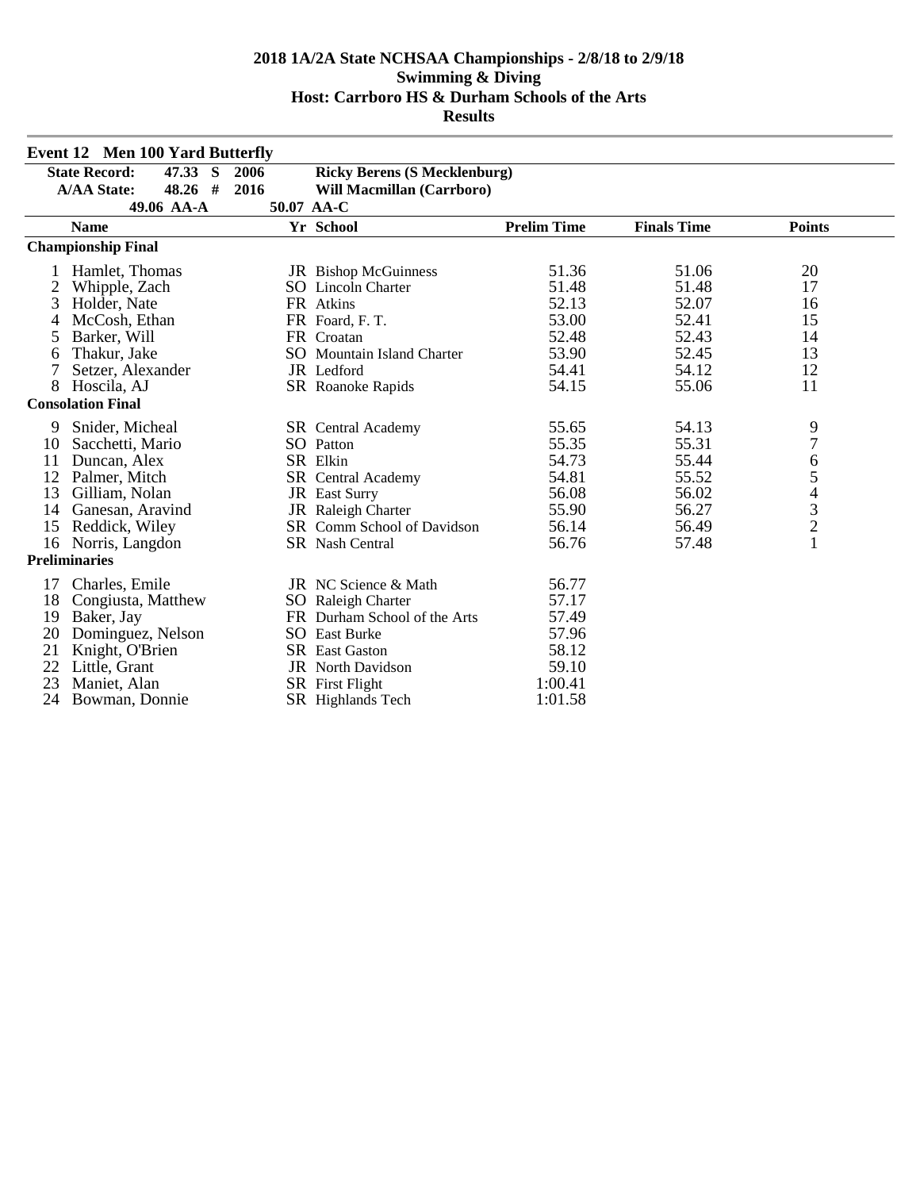# 2018 1A/2A State NCHSAA Championships - 2/8/18 to 2/9/18
## Swimming & Diving
## Host: Carrboro HS & Durham Schools of the Arts
## Results

### Event 12 Men 100 Yard Butterfly

| | | | |
|---|---|---|---|
| State Record: | 47.33 S | 2006 | Ricky Berens (S Mecklenburg) |
| A/AA State: | 48.26 # | 2016 | Will Macmillan (Carrboro) |
| | 49.06 AA-A | 50.07 AA-C | |

| | Name | Yr | School | Prelim Time | Finals Time | Points |
|---|---|---|---|---|---|---|
| **Championship Final** | | | | | | |
| 1 | Hamlet, Thomas | JR | Bishop McGuinness | 51.36 | 51.06 | 20 |
| 2 | Whipple, Zach | SO | Lincoln Charter | 51.48 | 51.48 | 17 |
| 3 | Holder, Nate | FR | Atkins | 52.13 | 52.07 | 16 |
| 4 | McCosh, Ethan | FR | Foard, F. T. | 53.00 | 52.41 | 15 |
| 5 | Barker, Will | FR | Croatan | 52.48 | 52.43 | 14 |
| 6 | Thakur, Jake | SO | Mountain Island Charter | 53.90 | 52.45 | 13 |
| 7 | Setzer, Alexander | JR | Ledford | 54.41 | 54.12 | 12 |
| 8 | Hoscila, AJ | SR | Roanoke Rapids | 54.15 | 55.06 | 11 |
| **Consolation Final** | | | | | | |
| 9 | Snider, Micheal | SR | Central Academy | 55.65 | 54.13 | 9 |
| 10 | Sacchetti, Mario | SO | Patton | 55.35 | 55.31 | 7 |
| 11 | Duncan, Alex | SR | Elkin | 54.73 | 55.44 | 6 |
| 12 | Palmer, Mitch | SR | Central Academy | 54.81 | 55.52 | 5 |
| 13 | Gilliam, Nolan | JR | East Surry | 56.08 | 56.02 | 4 |
| 14 | Ganesan, Aravind | JR | Raleigh Charter | 55.90 | 56.27 | 3 |
| 15 | Reddick, Wiley | SR | Comm School of Davidson | 56.14 | 56.49 | 2 |
| 16 | Norris, Langdon | SR | Nash Central | 56.76 | 57.48 | 1 |
| **Preliminaries** | | | | | | |
| 17 | Charles, Emile | JR | NC Science & Math | 56.77 | | |
| 18 | Congiusta, Matthew | SO | Raleigh Charter | 57.17 | | |
| 19 | Baker, Jay | FR | Durham School of the Arts | 57.49 | | |
| 20 | Dominguez, Nelson | SO | East Burke | 57.96 | | |
| 21 | Knight, O'Brien | SR | East Gaston | 58.12 | | |
| 22 | Little, Grant | JR | North Davidson | 59.10 | | |
| 23 | Maniet, Alan | SR | First Flight | 1:00.41 | | |
| 24 | Bowman, Donnie | SR | Highlands Tech | 1:01.58 | | |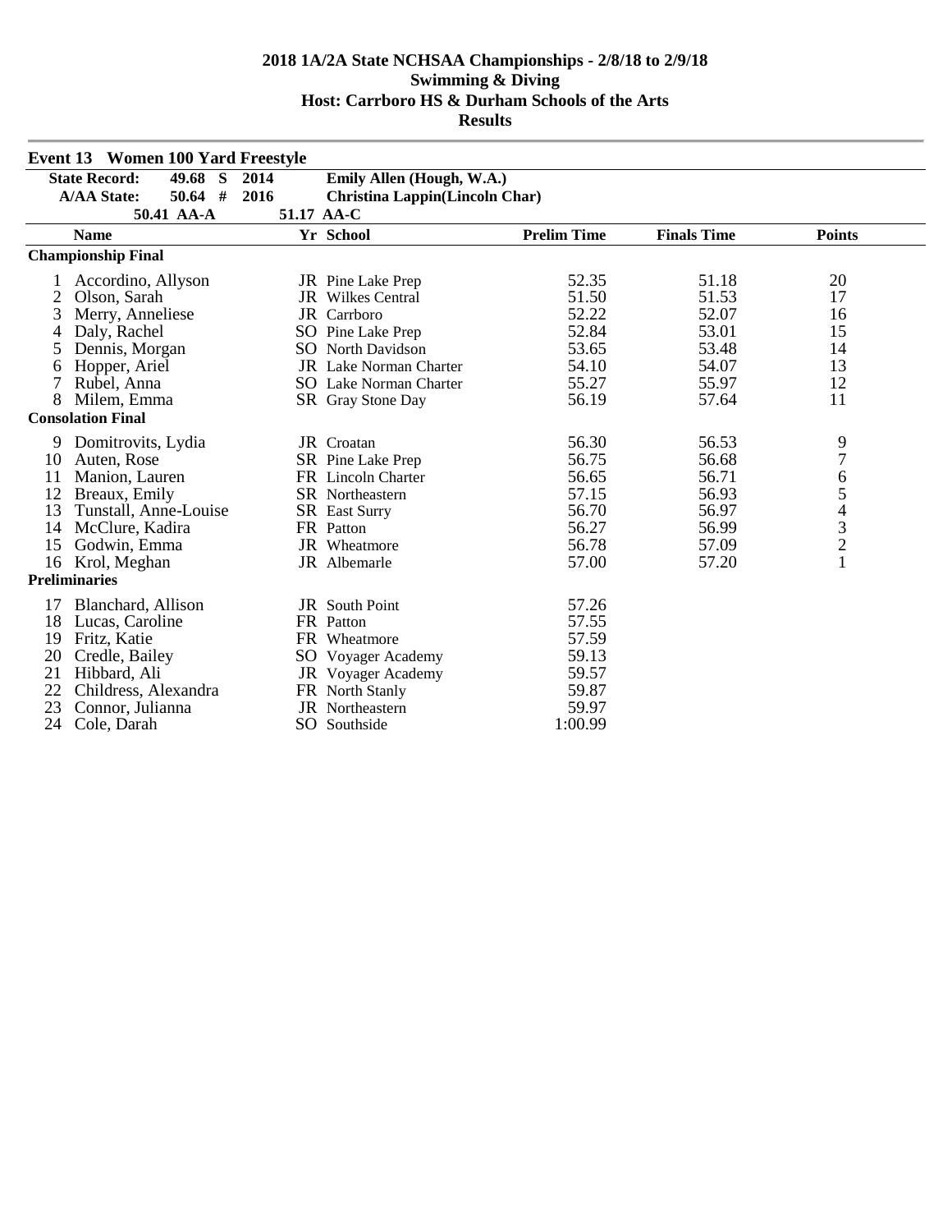# 2018 1A/2A State NCHSAA Championships - 2/8/18 to 2/9/18
## Swimming & Diving
## Host: Carrboro HS & Durham Schools of the Arts
## Results

### Event 13 Women 100 Yard Freestyle

| | | | |
|---|---|---|---|
| State Record: | 49.68 S | 2014 | Emily Allen (Hough, W.A.) |
| A/AA State: | 50.64 # | 2016 | Christina Lappin(Lincoln Char) |
| | 50.41 AA-A | | 51.17 AA-C |

| | Name | Yr | School | Prelim Time | Finals Time | Points |
|---|---|---|---|---|---|---|
| **Championship Final** | | | | | | |
| 1 | Accordino, Allyson | JR | Pine Lake Prep | 52.35 | 51.18 | 20 |
| 2 | Olson, Sarah | JR | Wilkes Central | 51.50 | 51.53 | 17 |
| 3 | Merry, Anneliese | JR | Carrboro | 52.22 | 52.07 | 16 |
| 4 | Daly, Rachel | SO | Pine Lake Prep | 52.84 | 53.01 | 15 |
| 5 | Dennis, Morgan | SO | North Davidson | 53.65 | 53.48 | 14 |
| 6 | Hopper, Ariel | JR | Lake Norman Charter | 54.10 | 54.07 | 13 |
| 7 | Rubel, Anna | SO | Lake Norman Charter | 55.27 | 55.97 | 12 |
| 8 | Milem, Emma | SR | Gray Stone Day | 56.19 | 57.64 | 11 |
| **Consolation Final** | | | | | | |
| 9 | Domitrovits, Lydia | JR | Croatan | 56.30 | 56.53 | 9 |
| 10 | Auten, Rose | SR | Pine Lake Prep | 56.75 | 56.68 | 7 |
| 11 | Manion, Lauren | FR | Lincoln Charter | 56.65 | 56.71 | 6 |
| 12 | Breaux, Emily | SR | Northeastern | 57.15 | 56.93 | 5 |
| 13 | Tunstall, Anne-Louise | SR | East Surry | 56.70 | 56.97 | 4 |
| 14 | McClure, Kadira | FR | Patton | 56.27 | 56.99 | 3 |
| 15 | Godwin, Emma | JR | Wheatmore | 56.78 | 57.09 | 2 |
| 16 | Krol, Meghan | JR | Albemarle | 57.00 | 57.20 | 1 |
| **Preliminaries** | | | | | | |
| 17 | Blanchard, Allison | JR | South Point | 57.26 | | |
| 18 | Lucas, Caroline | FR | Patton | 57.55 | | |
| 19 | Fritz, Katie | FR | Wheatmore | 57.59 | | |
| 20 | Credle, Bailey | SO | Voyager Academy | 59.13 | | |
| 21 | Hibbard, Ali | JR | Voyager Academy | 59.57 | | |
| 22 | Childress, Alexandra | FR | North Stanly | 59.87 | | |
| 23 | Connor, Julianna | JR | Northeastern | 59.97 | | |
| 24 | Cole, Darah | SO | Southside | 1:00.99 | | |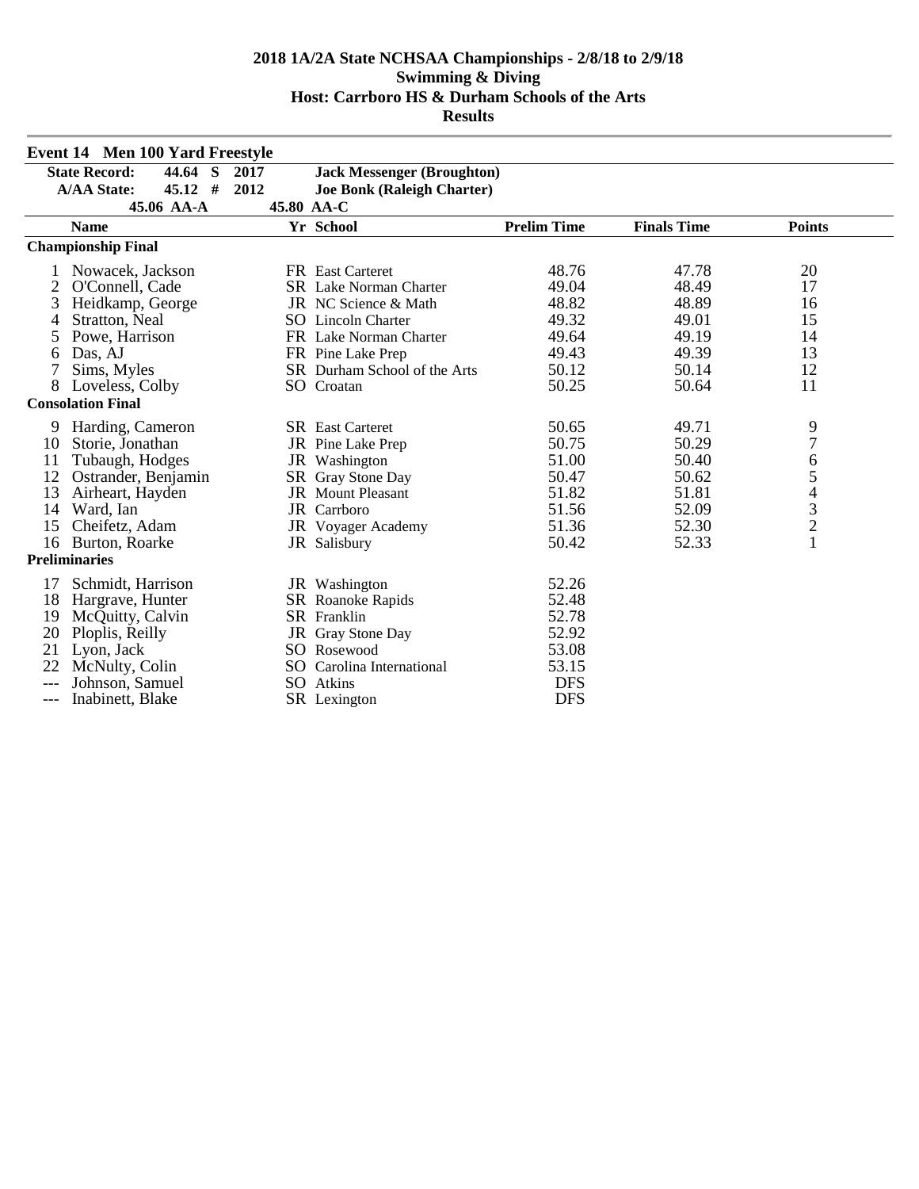# 2018 1A/2A State NCHSAA Championships - 2/8/18 to 2/9/18
## Swimming & Diving
## Host: Carrboro HS & Durham Schools of the Arts
## Results

### Event 14 Men 100 Yard Freestyle

| | | | |
|---|---|---|---|
| **State Record:** | **44.64 S** | **2017** | **Jack Messenger (Broughton)** |
| **A/AA State:** | **45.12 #** | **2012** | **Joe Bonk (Raleigh Charter)** |
| | **45.06 AA-A** | **45.80 AA-C** | |

| | Name | Yr | School | Prelim Time | Finals Time | Points |
|---|---|---|---|---|---|---|
| **Championship Final** | | | | | | |
| 1 | Nowacek, Jackson | FR | East Carteret | 48.76 | 47.78 | 20 |
| 2 | O'Connell, Cade | SR | Lake Norman Charter | 49.04 | 48.49 | 17 |
| 3 | Heidkamp, George | JR | NC Science & Math | 48.82 | 48.89 | 16 |
| 4 | Stratton, Neal | SO | Lincoln Charter | 49.32 | 49.01 | 15 |
| 5 | Powe, Harrison | FR | Lake Norman Charter | 49.64 | 49.19 | 14 |
| 6 | Das, AJ | FR | Pine Lake Prep | 49.43 | 49.39 | 13 |
| 7 | Sims, Myles | SR | Durham School of the Arts | 50.12 | 50.14 | 12 |
| 8 | Loveless, Colby | SO | Croatan | 50.25 | 50.64 | 11 |
| **Consolation Final** | | | | | | |
| 9 | Harding, Cameron | SR | East Carteret | 50.65 | 49.71 | 9 |
| 10 | Storie, Jonathan | JR | Pine Lake Prep | 50.75 | 50.29 | 7 |
| 11 | Tubaugh, Hodges | JR | Washington | 51.00 | 50.40 | 6 |
| 12 | Ostrander, Benjamin | SR | Gray Stone Day | 50.47 | 50.62 | 5 |
| 13 | Airheart, Hayden | JR | Mount Pleasant | 51.82 | 51.81 | 4 |
| 14 | Ward, Ian | JR | Carrboro | 51.56 | 52.09 | 3 |
| 15 | Cheifetz, Adam | JR | Voyager Academy | 51.36 | 52.30 | 2 |
| 16 | Burton, Roarke | JR | Salisbury | 50.42 | 52.33 | 1 |
| **Preliminaries** | | | | | | |
| 17 | Schmidt, Harrison | JR | Washington | 52.26 | | |
| 18 | Hargrave, Hunter | SR | Roanoke Rapids | 52.48 | | |
| 19 | McQuitty, Calvin | SR | Franklin | 52.78 | | |
| 20 | Ploplis, Reilly | JR | Gray Stone Day | 52.92 | | |
| 21 | Lyon, Jack | SO | Rosewood | 53.08 | | |
| 22 | McNulty, Colin | SO | Carolina International | 53.15 | | |
| --- | Johnson, Samuel | SO | Atkins | DFS | | |
| --- | Inabinett, Blake | SR | Lexington | DFS | | |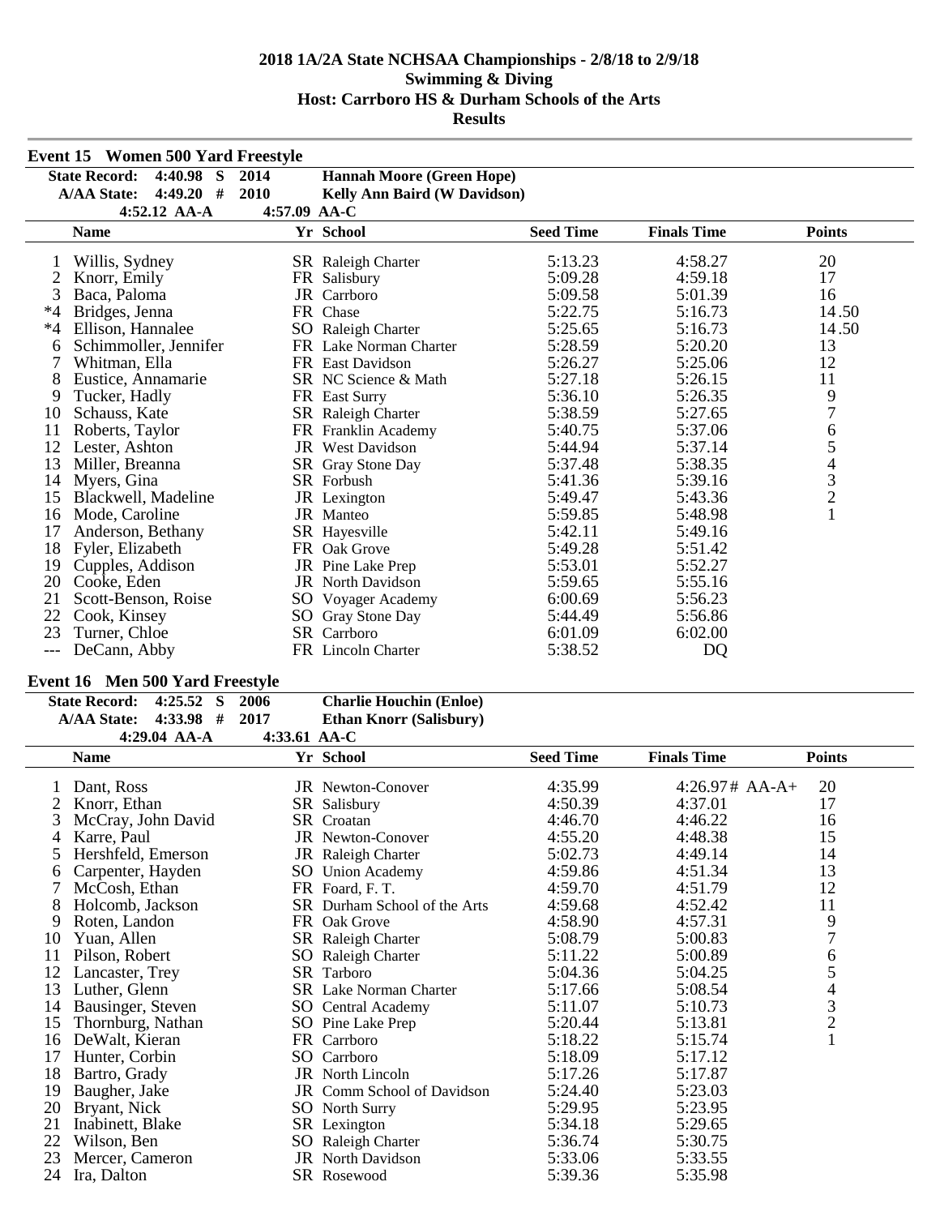# 2018 1A/2A State NCHSAA Championships - 2/8/18 to 2/9/18
## Swimming & Diving
## Host: Carrboro HS & Durham Schools of the Arts
## Results

### Event 15 Women 500 Yard Freestyle

State Record: 4:40.98 S 2014 Hannah Moore (Green Hope)
A/AA State: 4:49.20 # 2010 Kelly Ann Baird (W Davidson)
4:52.12 AA-A 4:57.09 AA-C

| | Name | Yr | School | Seed Time | Finals Time | Points |
|---|---|---|---|---|---|---|
| 1 | Willis, Sydney | SR | Raleigh Charter | 5:13.23 | 4:58.27 | 20 |
| 2 | Knorr, Emily | FR | Salisbury | 5:09.28 | 4:59.18 | 17 |
| 3 | Baca, Paloma | JR | Carrboro | 5:09.58 | 5:01.39 | 16 |
| *4 | Bridges, Jenna | FR | Chase | 5:22.75 | 5:16.73 | 14.50 |
| *4 | Ellison, Hannalee | SO | Raleigh Charter | 5:25.65 | 5:16.73 | 14.50 |
| 6 | Schimmoller, Jennifer | FR | Lake Norman Charter | 5:28.59 | 5:20.20 | 13 |
| 7 | Whitman, Ella | FR | East Davidson | 5:26.27 | 5:25.06 | 12 |
| 8 | Eustice, Annamarie | SR | NC Science & Math | 5:27.18 | 5:26.15 | 11 |
| 9 | Tucker, Hadly | FR | East Surry | 5:36.10 | 5:26.35 | 9 |
| 10 | Schauss, Kate | SR | Raleigh Charter | 5:38.59 | 5:27.65 | 7 |
| 11 | Roberts, Taylor | FR | Franklin Academy | 5:40.75 | 5:37.06 | 6 |
| 12 | Lester, Ashton | JR | West Davidson | 5:44.94 | 5:37.14 | 5 |
| 13 | Miller, Breanna | SR | Gray Stone Day | 5:37.48 | 5:38.35 | 4 |
| 14 | Myers, Gina | SR | Forbush | 5:41.36 | 5:39.16 | 3 |
| 15 | Blackwell, Madeline | JR | Lexington | 5:49.47 | 5:43.36 | 2 |
| 16 | Mode, Caroline | JR | Manteo | 5:59.85 | 5:48.98 | 1 |
| 17 | Anderson, Bethany | SR | Hayesville | 5:42.11 | 5:49.16 | |
| 18 | Fyler, Elizabeth | FR | Oak Grove | 5:49.28 | 5:51.42 | |
| 19 | Cupples, Addison | JR | Pine Lake Prep | 5:53.01 | 5:52.27 | |
| 20 | Cooke, Eden | JR | North Davidson | 5:59.65 | 5:55.16 | |
| 21 | Scott-Benson, Roise | SO | Voyager Academy | 6:00.69 | 5:56.23 | |
| 22 | Cook, Kinsey | SO | Gray Stone Day | 5:44.49 | 5:56.86 | |
| 23 | Turner, Chloe | SR | Carrboro | 6:01.09 | 6:02.00 | |
| --- | DeCann, Abby | FR | Lincoln Charter | 5:38.52 | DQ | |

### Event 16 Men 500 Yard Freestyle

State Record: 4:25.52 S 2006 Charlie Houchin (Enloe)
A/AA State: 4:33.98 # 2017 Ethan Knorr (Salisbury)
4:29.04 AA-A 4:33.61 AA-C

| | Name | Yr | School | Seed Time | Finals Time | Points |
|---|---|---|---|---|---|---|
| 1 | Dant, Ross | JR | Newton-Conover | 4:35.99 | 4:26.97# AA-A+ | 20 |
| 2 | Knorr, Ethan | SR | Salisbury | 4:50.39 | 4:37.01 | 17 |
| 3 | McCray, John David | SR | Croatan | 4:46.70 | 4:46.22 | 16 |
| 4 | Karre, Paul | JR | Newton-Conover | 4:55.20 | 4:48.38 | 15 |
| 5 | Hershfeld, Emerson | JR | Raleigh Charter | 5:02.73 | 4:49.14 | 14 |
| 6 | Carpenter, Hayden | SO | Union Academy | 4:59.86 | 4:51.34 | 13 |
| 7 | McCosh, Ethan | FR | Foard, F. T. | 4:59.70 | 4:51.79 | 12 |
| 8 | Holcomb, Jackson | SR | Durham School of the Arts | 4:59.68 | 4:52.42 | 11 |
| 9 | Roten, Landon | FR | Oak Grove | 4:58.90 | 4:57.31 | 9 |
| 10 | Yuan, Allen | SR | Raleigh Charter | 5:08.79 | 5:00.83 | 7 |
| 11 | Pilson, Robert | SO | Raleigh Charter | 5:11.22 | 5:00.89 | 6 |
| 12 | Lancaster, Trey | SR | Tarboro | 5:04.36 | 5:04.25 | 5 |
| 13 | Luther, Glenn | SR | Lake Norman Charter | 5:17.66 | 5:08.54 | 4 |
| 14 | Bausinger, Steven | SO | Central Academy | 5:11.07 | 5:10.73 | 3 |
| 15 | Thornburg, Nathan | SO | Pine Lake Prep | 5:20.44 | 5:13.81 | 2 |
| 16 | DeWalt, Kieran | FR | Carrboro | 5:18.22 | 5:15.74 | 1 |
| 17 | Hunter, Corbin | SO | Carrboro | 5:18.09 | 5:17.12 | |
| 18 | Bartro, Grady | JR | North Lincoln | 5:17.26 | 5:17.87 | |
| 19 | Baugher, Jake | JR | Comm School of Davidson | 5:24.40 | 5:23.03 | |
| 20 | Bryant, Nick | SO | North Surry | 5:29.95 | 5:23.95 | |
| 21 | Inabinett, Blake | SR | Lexington | 5:34.18 | 5:29.65 | |
| 22 | Wilson, Ben | SO | Raleigh Charter | 5:36.74 | 5:30.75 | |
| 23 | Mercer, Cameron | JR | North Davidson | 5:33.06 | 5:33.55 | |
| 24 | Ira, Dalton | SR | Rosewood | 5:39.36 | 5:35.98 | |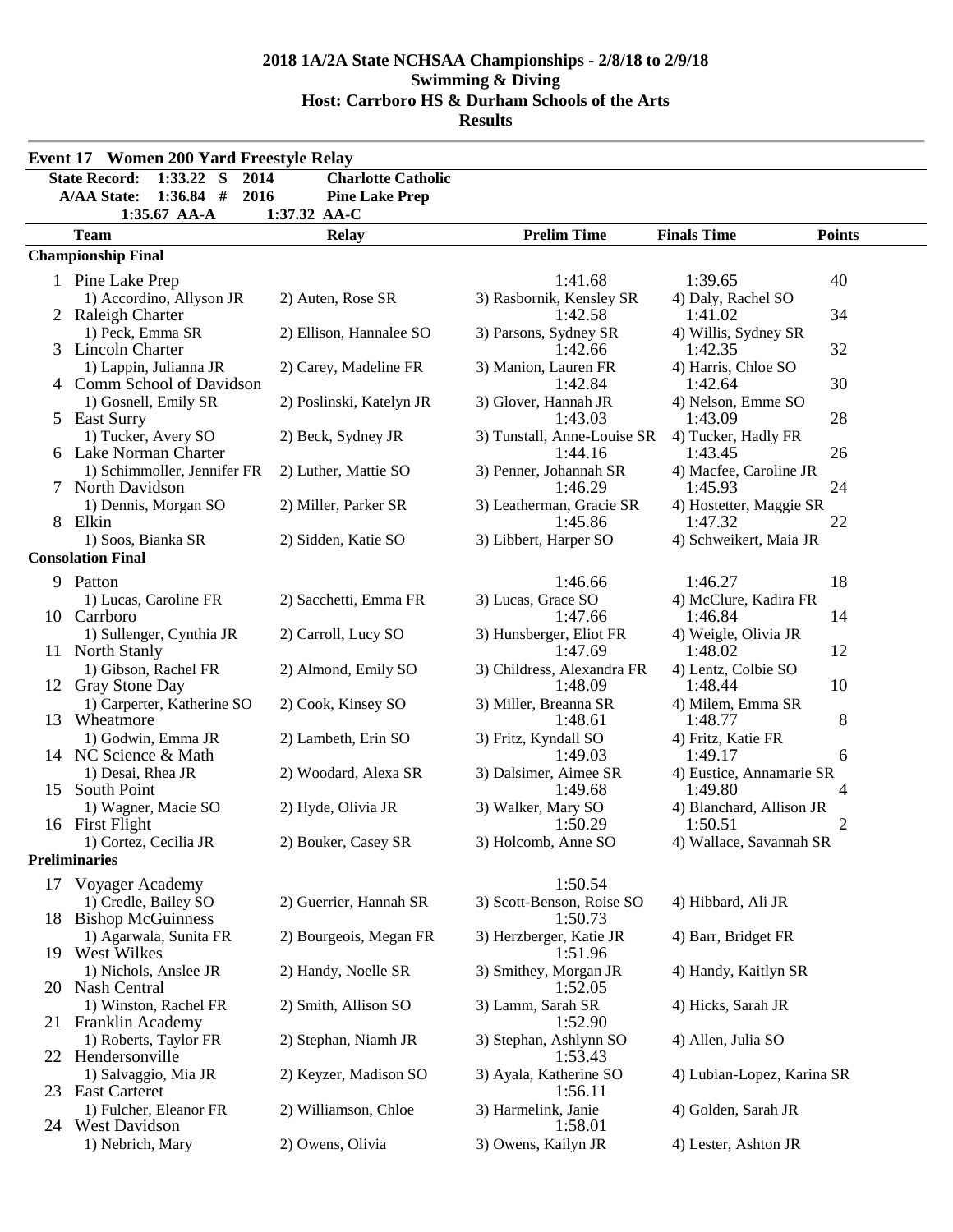# 2018 1A/2A State NCHSAA Championships - 2/8/18 to 2/9/18
## Swimming & Diving
## Host: Carrboro HS & Durham Schools of the Arts
## Results

### Event 17 Women 200 Yard Freestyle Relay

| | | | |
|---|---|---|---|
| State Record: | 1:33.22 S | 2014 | Charlotte Catholic |
| A/AA State: | 1:36.84 # | 2016 | Pine Lake Prep |
| | 1:35.67 AA-A | 1:37.32 AA-C | |

| | Team | Relay | Prelim Time | Finals Time | Points |
|---|---|---|---|---|---|
| **Championship Final** | | | | | |
| 1 | Pine Lake Prep | | 1:41.68 | 1:39.65 | 40 |
| | 1) Accordino, Allyson JR | 2) Auten, Rose SR | 3) Rasbornik, Kensley SR | 4) Daly, Rachel SO | |
| 2 | Raleigh Charter | | 1:42.58 | 1:41.02 | 34 |
| | 1) Peck, Emma SR | 2) Ellison, Hannalee SO | 3) Parsons, Sydney SR | 4) Willis, Sydney SR | |
| 3 | Lincoln Charter | | 1:42.66 | 1:42.35 | 32 |
| | 1) Lappin, Julianna JR | 2) Carey, Madeline FR | 3) Manion, Lauren FR | 4) Harris, Chloe SO | |
| 4 | Comm School of Davidson | | 1:42.84 | 1:42.64 | 30 |
| | 1) Gosnell, Emily SR | 2) Poslinski, Katelyn JR | 3) Glover, Hannah JR | 4) Nelson, Emme SO | |
| 5 | East Surry | | 1:43.03 | 1:43.09 | 28 |
| | 1) Tucker, Avery SO | 2) Beck, Sydney JR | 3) Tunstall, Anne-Louise SR | 4) Tucker, Hadly FR | |
| 6 | Lake Norman Charter | | 1:44.16 | 1:43.45 | 26 |
| | 1) Schimmoller, Jennifer FR | 2) Luther, Mattie SO | 3) Penner, Johannah SR | 4) Macfee, Caroline JR | |
| 7 | North Davidson | | 1:46.29 | 1:45.93 | 24 |
| | 1) Dennis, Morgan SO | 2) Miller, Parker SR | 3) Leatherman, Gracie SR | 4) Hostetter, Maggie SR | |
| 8 | Elkin | | 1:45.86 | 1:47.32 | 22 |
| | 1) Soos, Bianka SR | 2) Sidden, Katie SO | 3) Libbert, Harper SO | 4) Schweikert, Maia JR | |
| **Consolation Final** | | | | | |
| 9 | Patton | | 1:46.66 | 1:46.27 | 18 |
| | 1) Lucas, Caroline FR | 2) Sacchetti, Emma FR | 3) Lucas, Grace SO | 4) McClure, Kadira FR | |
| 10 | Carrboro | | 1:47.66 | 1:46.84 | 14 |
| | 1) Sullenger, Cynthia JR | 2) Carroll, Lucy SO | 3) Hunsberger, Eliot FR | 4) Weigle, Olivia JR | |
| 11 | North Stanly | | 1:47.69 | 1:48.02 | 12 |
| | 1) Gibson, Rachel FR | 2) Almond, Emily SO | 3) Childress, Alexandra FR | 4) Lentz, Colbie SO | |
| 12 | Gray Stone Day | | 1:48.09 | 1:48.44 | 10 |
| | 1) Carperter, Katherine SO | 2) Cook, Kinsey SO | 3) Miller, Breanna SR | 4) Milem, Emma SR | |
| 13 | Wheatmore | | 1:48.61 | 1:48.77 | 8 |
| | 1) Godwin, Emma JR | 2) Lambeth, Erin SO | 3) Fritz, Kyndall SO | 4) Fritz, Katie FR | |
| 14 | NC Science & Math | | 1:49.03 | 1:49.17 | 6 |
| | 1) Desai, Rhea JR | 2) Woodard, Alexa SR | 3) Dalsimer, Aimee SR | 4) Eustice, Annamarie SR | |
| 15 | South Point | | 1:49.68 | 1:49.80 | 4 |
| | 1) Wagner, Macie SO | 2) Hyde, Olivia JR | 3) Walker, Mary SO | 4) Blanchard, Allison JR | |
| 16 | First Flight | | 1:50.29 | 1:50.51 | 2 |
| | 1) Cortez, Cecilia JR | 2) Bouker, Casey SR | 3) Holcomb, Anne SO | 4) Wallace, Savannah SR | |
| **Preliminaries** | | | | | |
| 17 | Voyager Academy | | 1:50.54 | | |
| | 1) Credle, Bailey SO | 2) Guerrier, Hannah SR | 3) Scott-Benson, Roise SO | 4) Hibbard, Ali JR | |
| 18 | Bishop McGuinness | | 1:50.73 | | |
| | 1) Agarwala, Sunita FR | 2) Bourgeois, Megan FR | 3) Herzberger, Katie JR | 4) Barr, Bridget FR | |
| 19 | West Wilkes | | 1:51.96 | | |
| | 1) Nichols, Anslee JR | 2) Handy, Noelle SR | 3) Smithey, Morgan JR | 4) Handy, Kaitlyn SR | |
| 20 | Nash Central | | 1:52.05 | | |
| | 1) Winston, Rachel FR | 2) Smith, Allison SO | 3) Lamm, Sarah SR | 4) Hicks, Sarah JR | |
| 21 | Franklin Academy | | 1:52.90 | | |
| | 1) Roberts, Taylor FR | 2) Stephan, Niamh JR | 3) Stephan, Ashlynn SO | 4) Allen, Julia SO | |
| 22 | Hendersonville | | 1:53.43 | | |
| | 1) Salvaggio, Mia JR | 2) Keyzer, Madison SO | 3) Ayala, Katherine SO | 4) Lubian-Lopez, Karina SR | |
| 23 | East Carteret | | 1:56.11 | | |
| | 1) Fulcher, Eleanor FR | 2) Williamson, Chloe | 3) Harmelink, Janie | 4) Golden, Sarah JR | |
| 24 | West Davidson | | 1:58.01 | | |
| | 1) Nebrich, Mary | 2) Owens, Olivia | 3) Owens, Kailyn JR | 4) Lester, Ashton JR | |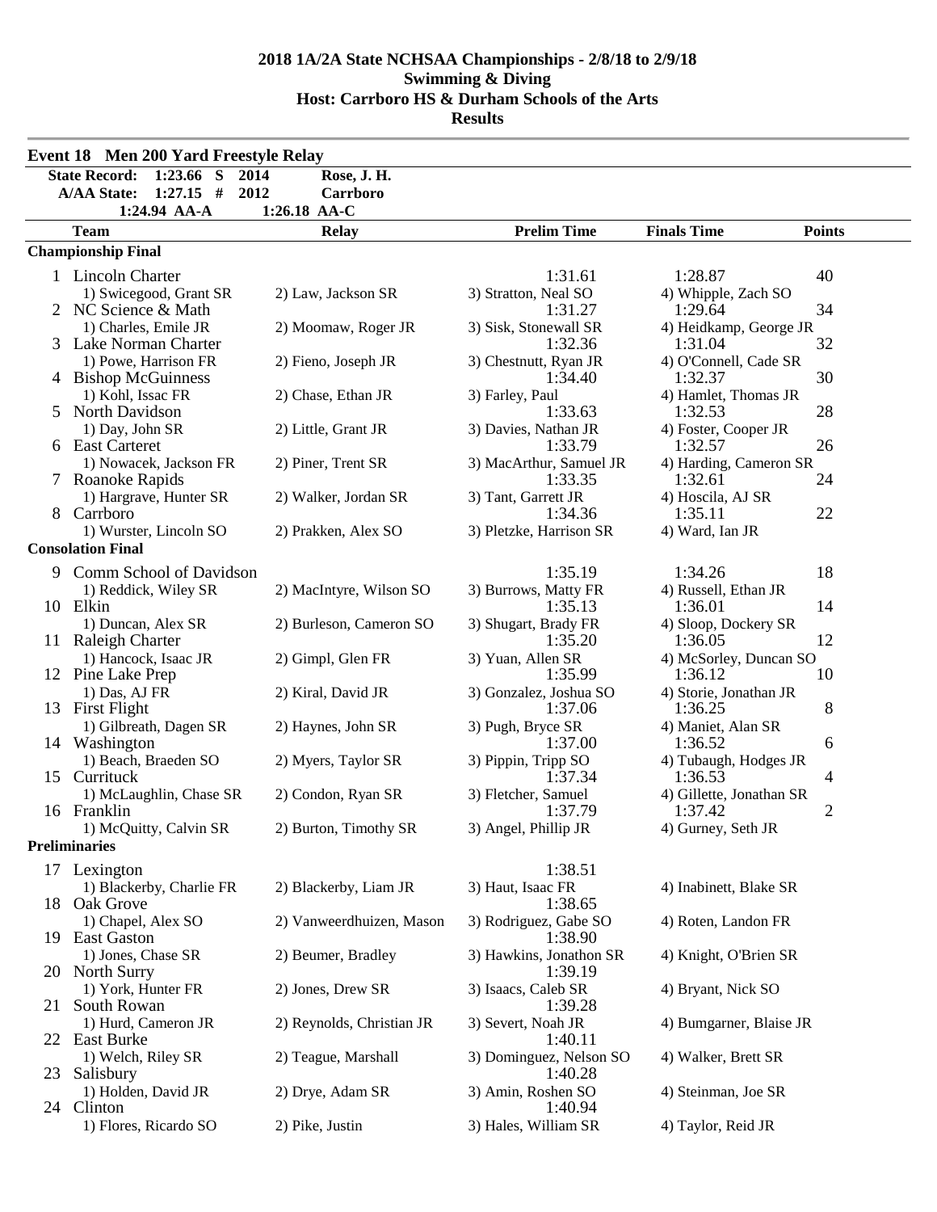# 2018 1A/2A State NCHSAA Championships - 2/8/18 to 2/9/18
## Swimming & Diving
## Host: Carrboro HS & Durham Schools of the Arts
## Results

### Event 18 Men 200 Yard Freestyle Relay

| | | | |
|---|---|---|---|
| State Record: | 1:23.66 S | 2014 | Rose, J. H. |
| A/AA State: | 1:27.15 # | 2012 | Carrboro |
| | 1:24.94 AA-A | | 1:26.18 AA-C |

| | Team | Relay | Prelim Time | Finals Time | Points |
|---|---|---|---|---|---|
| **Championship Final** | | | | | |
| 1 | Lincoln Charter | | 1:31.61 | 1:28.87 | 40 |
| | 1) Swicegood, Grant SR | 2) Law, Jackson SR | 3) Stratton, Neal SO | 4) Whipple, Zach SO | |
| 2 | NC Science & Math | | 1:31.27 | 1:29.64 | 34 |
| | 1) Charles, Emile JR | 2) Moomaw, Roger JR | 3) Sisk, Stonewall SR | 4) Heidkamp, George JR | |
| 3 | Lake Norman Charter | | 1:32.36 | 1:31.04 | 32 |
| | 1) Powe, Harrison FR | 2) Fieno, Joseph JR | 3) Chestnutt, Ryan JR | 4) O'Connell, Cade SR | |
| 4 | Bishop McGuinness | | 1:34.40 | 1:32.37 | 30 |
| | 1) Kohl, Issac FR | 2) Chase, Ethan JR | 3) Farley, Paul | 4) Hamlet, Thomas JR | |
| 5 | North Davidson | | 1:33.63 | 1:32.53 | 28 |
| | 1) Day, John SR | 2) Little, Grant JR | 3) Davies, Nathan JR | 4) Foster, Cooper JR | |
| 6 | East Carteret | | 1:33.79 | 1:32.57 | 26 |
| | 1) Nowacek, Jackson FR | 2) Piner, Trent SR | 3) MacArthur, Samuel JR | 4) Harding, Cameron SR | |
| 7 | Roanoke Rapids | | 1:33.35 | 1:32.61 | 24 |
| | 1) Hargrave, Hunter SR | 2) Walker, Jordan SR | 3) Tant, Garrett JR | 4) Hoscila, AJ SR | |
| 8 | Carrboro | | 1:34.36 | 1:35.11 | 22 |
| | 1) Wurster, Lincoln SO | 2) Prakken, Alex SO | 3) Pletzke, Harrison SR | 4) Ward, Ian JR | |
| **Consolation Final** | | | | | |
| 9 | Comm School of Davidson | | 1:35.19 | 1:34.26 | 18 |
| | 1) Reddick, Wiley SR | 2) MacIntyre, Wilson SO | 3) Burrows, Matty FR | 4) Russell, Ethan JR | |
| 10 | Elkin | | 1:35.13 | 1:36.01 | 14 |
| | 1) Duncan, Alex SR | 2) Burleson, Cameron SO | 3) Shugart, Brady FR | 4) Sloop, Dockery SR | |
| 11 | Raleigh Charter | | 1:35.20 | 1:36.05 | 12 |
| | 1) Hancock, Isaac JR | 2) Gimpl, Glen FR | 3) Yuan, Allen SR | 4) McSorley, Duncan SO | |
| 12 | Pine Lake Prep | | 1:35.99 | 1:36.12 | 10 |
| | 1) Das, AJ FR | 2) Kiral, David JR | 3) Gonzalez, Joshua SO | 4) Storie, Jonathan JR | |
| 13 | First Flight | | 1:37.06 | 1:36.25 | 8 |
| | 1) Gilbreath, Dagen SR | 2) Haynes, John SR | 3) Pugh, Bryce SR | 4) Maniet, Alan SR | |
| 14 | Washington | | 1:37.00 | 1:36.52 | 6 |
| | 1) Beach, Braeden SO | 2) Myers, Taylor SR | 3) Pippin, Tripp SO | 4) Tubaugh, Hodges JR | |
| 15 | Currituck | | 1:37.34 | 1:36.53 | 4 |
| | 1) McLaughlin, Chase SR | 2) Condon, Ryan SR | 3) Fletcher, Samuel | 4) Gillette, Jonathan SR | |
| 16 | Franklin | | 1:37.79 | 1:37.42 | 2 |
| | 1) McQuitty, Calvin SR | 2) Burton, Timothy SR | 3) Angel, Phillip JR | 4) Gurney, Seth JR | |
| **Preliminaries** | | | | | |
| 17 | Lexington | | 1:38.51 | | |
| | 1) Blackerby, Charlie FR | 2) Blackerby, Liam JR | 3) Haut, Isaac FR | 4) Inabinett, Blake SR | |
| 18 | Oak Grove | | 1:38.65 | | |
| | 1) Chapel, Alex SO | 2) Vanweerdhuizen, Mason | 3) Rodriguez, Gabe SO | 4) Roten, Landon FR | |
| 19 | East Gaston | | 1:38.90 | | |
| | 1) Jones, Chase SR | 2) Beumer, Bradley | 3) Hawkins, Jonathon SR | 4) Knight, O'Brien SR | |
| 20 | North Surry | | 1:39.19 | | |
| | 1) York, Hunter FR | 2) Jones, Drew SR | 3) Isaacs, Caleb SR | 4) Bryant, Nick SO | |
| 21 | South Rowan | | 1:39.28 | | |
| | 1) Hurd, Cameron JR | 2) Reynolds, Christian JR | 3) Severt, Noah JR | 4) Bumgarner, Blaise JR | |
| 22 | East Burke | | 1:40.11 | | |
| | 1) Welch, Riley SR | 2) Teague, Marshall | 3) Dominguez, Nelson SO | 4) Walker, Brett SR | |
| 23 | Salisbury | | 1:40.28 | | |
| | 1) Holden, David JR | 2) Drye, Adam SR | 3) Amin, Roshen SO | 4) Steinman, Joe SR | |
| 24 | Clinton | | 1:40.94 | | |
| | 1) Flores, Ricardo SO | 2) Pike, Justin | 3) Hales, William SR | 4) Taylor, Reid JR | |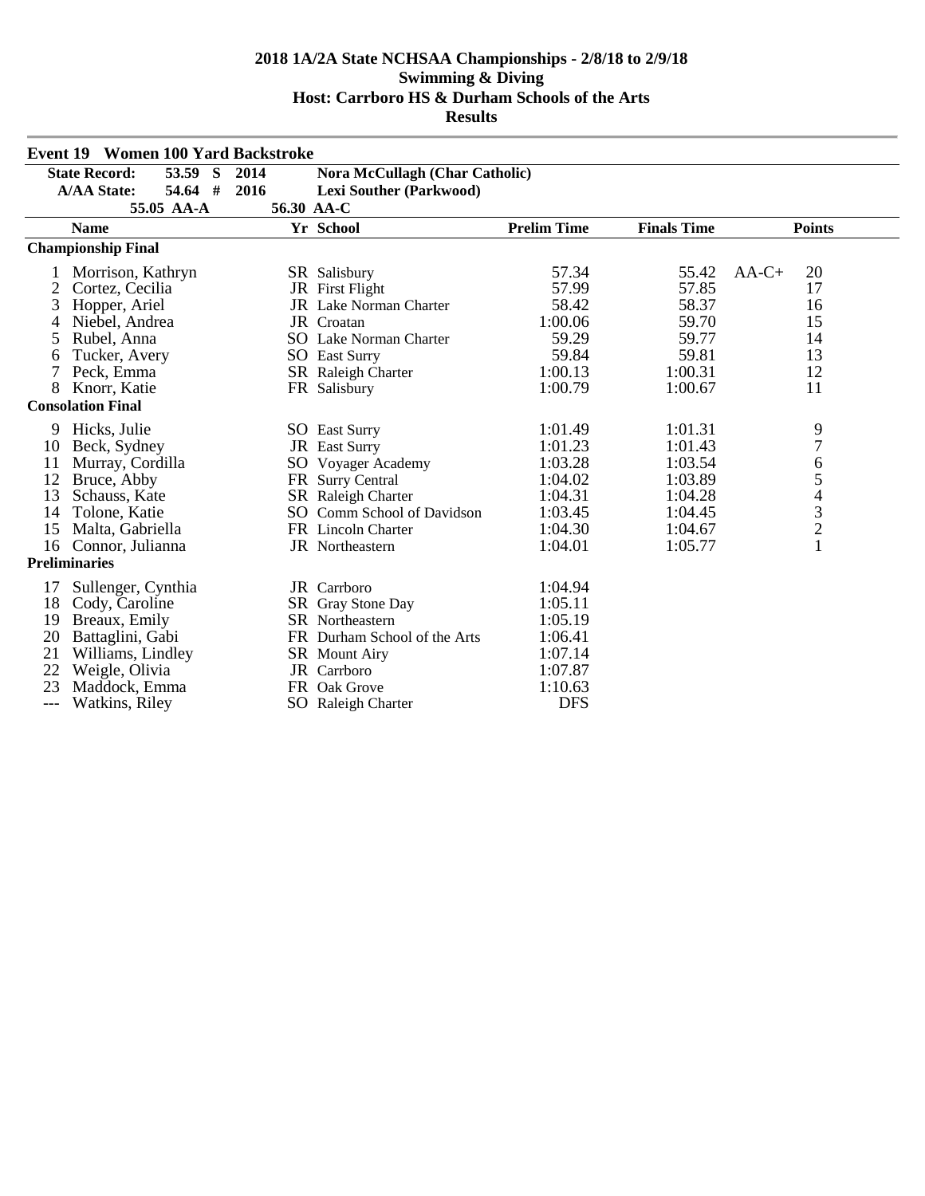# 2018 1A/2A State NCHSAA Championships - 2/8/18 to 2/9/18
## Swimming & Diving
## Host: Carrboro HS & Durham Schools of the Arts
## Results

### Event 19 Women 100 Yard Backstroke

| | | | |
|---|---|---|---|
| State Record: | 53.59 S | 2014 | Nora McCullagh (Char Catholic) |
| A/AA State: | 54.64 # | 2016 | Lexi Souther (Parkwood) |
| | 55.05 AA-A | | 56.30 AA-C |

| | Name | Yr | School | Prelim Time | Finals Time | | Points |
|---|---|---|---|---|---|---|---|
| **Championship Final** | | | | | | | |
| 1 | Morrison, Kathryn | SR | Salisbury | 57.34 | 55.42 | AA-C+ | 20 |
| 2 | Cortez, Cecilia | JR | First Flight | 57.99 | 57.85 | | 17 |
| 3 | Hopper, Ariel | JR | Lake Norman Charter | 58.42 | 58.37 | | 16 |
| 4 | Niebel, Andrea | JR | Croatan | 1:00.06 | 59.70 | | 15 |
| 5 | Rubel, Anna | SO | Lake Norman Charter | 59.29 | 59.77 | | 14 |
| 6 | Tucker, Avery | SO | East Surry | 59.84 | 59.81 | | 13 |
| 7 | Peck, Emma | SR | Raleigh Charter | 1:00.13 | 1:00.31 | | 12 |
| 8 | Knorr, Katie | FR | Salisbury | 1:00.79 | 1:00.67 | | 11 |
| **Consolation Final** | | | | | | | |
| 9 | Hicks, Julie | SO | East Surry | 1:01.49 | 1:01.31 | | 9 |
| 10 | Beck, Sydney | JR | East Surry | 1:01.23 | 1:01.43 | | 7 |
| 11 | Murray, Cordilla | SO | Voyager Academy | 1:03.28 | 1:03.54 | | 6 |
| 12 | Bruce, Abby | FR | Surry Central | 1:04.02 | 1:03.89 | | 5 |
| 13 | Schauss, Kate | SR | Raleigh Charter | 1:04.31 | 1:04.28 | | 4 |
| 14 | Tolone, Katie | SO | Comm School of Davidson | 1:03.45 | 1:04.45 | | 3 |
| 15 | Malta, Gabriella | FR | Lincoln Charter | 1:04.30 | 1:04.67 | | 2 |
| 16 | Connor, Julianna | JR | Northeastern | 1:04.01 | 1:05.77 | | 1 |
| **Preliminaries** | | | | | | | |
| 17 | Sullenger, Cynthia | JR | Carrboro | 1:04.94 | | | |
| 18 | Cody, Caroline | SR | Gray Stone Day | 1:05.11 | | | |
| 19 | Breaux, Emily | SR | Northeastern | 1:05.19 | | | |
| 20 | Battaglini, Gabi | FR | Durham School of the Arts | 1:06.41 | | | |
| 21 | Williams, Lindley | SR | Mount Airy | 1:07.14 | | | |
| 22 | Weigle, Olivia | JR | Carrboro | 1:07.87 | | | |
| 23 | Maddock, Emma | FR | Oak Grove | 1:10.63 | | | |
| --- | Watkins, Riley | SO | Raleigh Charter | DFS | | | |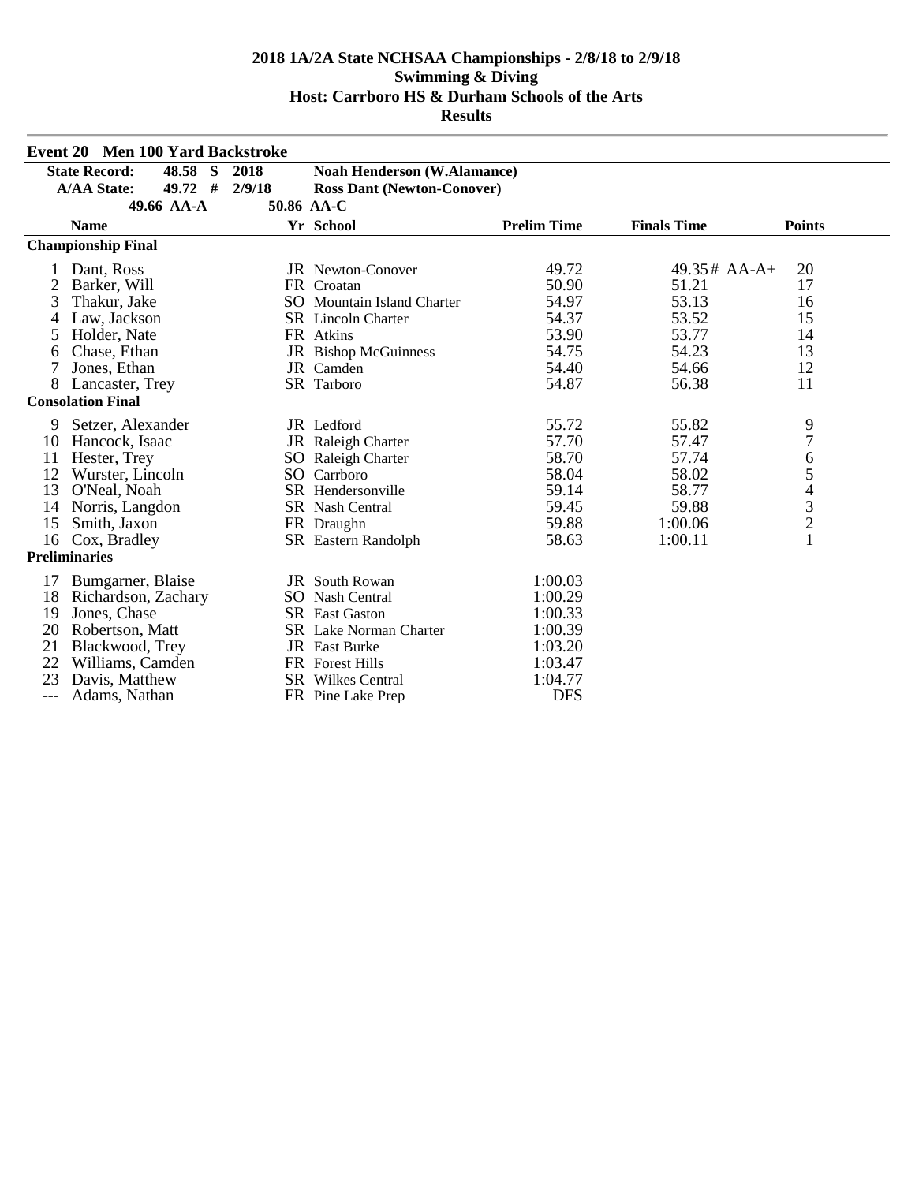# 2018 1A/2A State NCHSAA Championships - 2/8/18 to 2/9/18
## Swimming & Diving
## Host: Carrboro HS & Durham Schools of the Arts
## Results

### Event 20 Men 100 Yard Backstroke

| | | | |
|---|---|---|---|
| **State Record:** | **48.58 S** | **2018** | **Noah Henderson (W.Alamance)** |
| **A/AA State:** | **49.72 #** | **2/9/18** | **Ross Dant (Newton-Conover)** |
| | **49.66 AA-A** | **50.86 AA-C** | |

| | Name | Yr | School | Prelim Time | Finals Time | Points |
|---|---|---|---|---|---|---|
| **Championship Final** | | | | | | |
| 1 | Dant, Ross | JR | Newton-Conover | 49.72 | 49.35# AA-A+ | 20 |
| 2 | Barker, Will | FR | Croatan | 50.90 | 51.21 | 17 |
| 3 | Thakur, Jake | SO | Mountain Island Charter | 54.97 | 53.13 | 16 |
| 4 | Law, Jackson | SR | Lincoln Charter | 54.37 | 53.52 | 15 |
| 5 | Holder, Nate | FR | Atkins | 53.90 | 53.77 | 14 |
| 6 | Chase, Ethan | JR | Bishop McGuinness | 54.75 | 54.23 | 13 |
| 7 | Jones, Ethan | JR | Camden | 54.40 | 54.66 | 12 |
| 8 | Lancaster, Trey | SR | Tarboro | 54.87 | 56.38 | 11 |
| **Consolation Final** | | | | | | |
| 9 | Setzer, Alexander | JR | Ledford | 55.72 | 55.82 | 9 |
| 10 | Hancock, Isaac | JR | Raleigh Charter | 57.70 | 57.47 | 7 |
| 11 | Hester, Trey | SO | Raleigh Charter | 58.70 | 57.74 | 6 |
| 12 | Wurster, Lincoln | SO | Carrboro | 58.04 | 58.02 | 5 |
| 13 | O'Neal, Noah | SR | Hendersonville | 59.14 | 58.77 | 4 |
| 14 | Norris, Langdon | SR | Nash Central | 59.45 | 59.88 | 3 |
| 15 | Smith, Jaxon | FR | Draughn | 59.88 | 1:00.06 | 2 |
| 16 | Cox, Bradley | SR | Eastern Randolph | 58.63 | 1:00.11 | 1 |
| **Preliminaries** | | | | | | |
| 17 | Bumgarner, Blaise | JR | South Rowan | 1:00.03 | | |
| 18 | Richardson, Zachary | SO | Nash Central | 1:00.29 | | |
| 19 | Jones, Chase | SR | East Gaston | 1:00.33 | | |
| 20 | Robertson, Matt | SR | Lake Norman Charter | 1:00.39 | | |
| 21 | Blackwood, Trey | JR | East Burke | 1:03.20 | | |
| 22 | Williams, Camden | FR | Forest Hills | 1:03.47 | | |
| 23 | Davis, Matthew | SR | Wilkes Central | 1:04.77 | | |
| --- | Adams, Nathan | FR | Pine Lake Prep | DFS | | |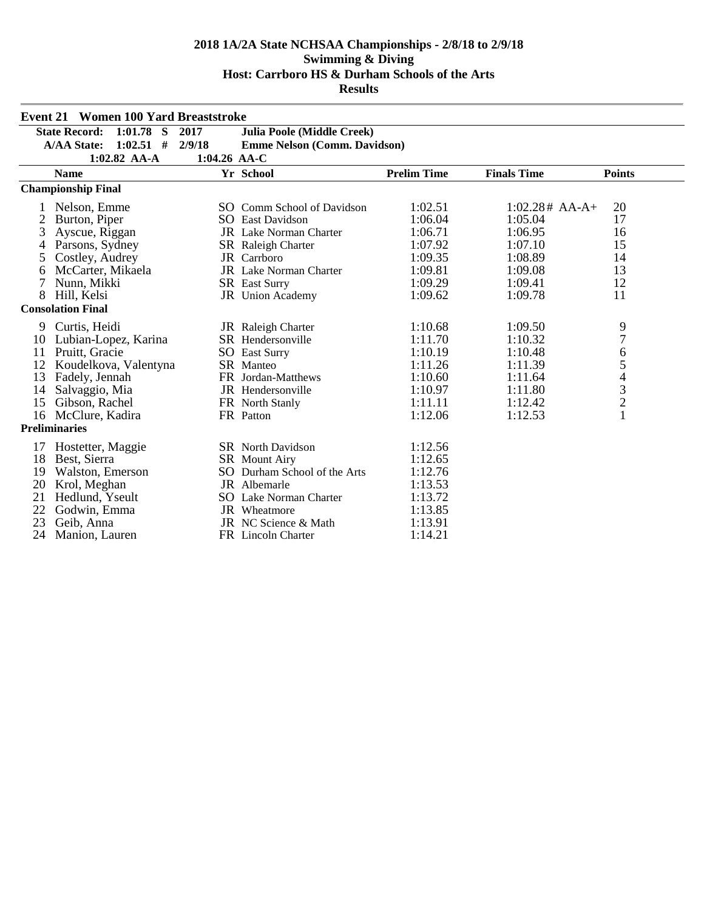# 2018 1A/2A State NCHSAA Championships - 2/8/18 to 2/9/18
## Swimming & Diving
## Host: Carrboro HS & Durham Schools of the Arts
## Results

### Event 21 Women 100 Yard Breaststroke

**State Record:** 1:01.78 S 2017 Julia Poole (Middle Creek)
**A/AA State:** 1:02.51 # 2/9/18 Emme Nelson (Comm. Davidson)
1:02.82 AA-A 1:04.26 AA-C

| | Name | Yr | School | Prelim Time | Finals Time | Points |
|---|---|---|---|---|---|---|
| **Championship Final** | | | | | | |
| 1 | Nelson, Emme | SO | Comm School of Davidson | 1:02.51 | 1:02.28# AA-A+ | 20 |
| 2 | Burton, Piper | SO | East Davidson | 1:06.04 | 1:05.04 | 17 |
| 3 | Ayscue, Riggan | JR | Lake Norman Charter | 1:06.71 | 1:06.95 | 16 |
| 4 | Parsons, Sydney | SR | Raleigh Charter | 1:07.92 | 1:07.10 | 15 |
| 5 | Costley, Audrey | JR | Carrboro | 1:09.35 | 1:08.89 | 14 |
| 6 | McCarter, Mikaela | JR | Lake Norman Charter | 1:09.81 | 1:09.08 | 13 |
| 7 | Nunn, Mikki | SR | East Surry | 1:09.29 | 1:09.41 | 12 |
| 8 | Hill, Kelsi | JR | Union Academy | 1:09.62 | 1:09.78 | 11 |
| **Consolation Final** | | | | | | |
| 9 | Curtis, Heidi | JR | Raleigh Charter | 1:10.68 | 1:09.50 | 9 |
| 10 | Lubian-Lopez, Karina | SR | Hendersonville | 1:11.70 | 1:10.32 | 7 |
| 11 | Pruitt, Gracie | SO | East Surry | 1:10.19 | 1:10.48 | 6 |
| 12 | Koudelkova, Valentyna | SR | Manteo | 1:11.26 | 1:11.39 | 5 |
| 13 | Fadely, Jennah | FR | Jordan-Matthews | 1:10.60 | 1:11.64 | 4 |
| 14 | Salvaggio, Mia | JR | Hendersonville | 1:10.97 | 1:11.80 | 3 |
| 15 | Gibson, Rachel | FR | North Stanly | 1:11.11 | 1:12.42 | 2 |
| 16 | McClure, Kadira | FR | Patton | 1:12.06 | 1:12.53 | 1 |
| **Preliminaries** | | | | | | |
| 17 | Hostetter, Maggie | SR | North Davidson | 1:12.56 | | |
| 18 | Best, Sierra | SR | Mount Airy | 1:12.65 | | |
| 19 | Walston, Emerson | SO | Durham School of the Arts | 1:12.76 | | |
| 20 | Krol, Meghan | JR | Albemarle | 1:13.53 | | |
| 21 | Hedlund, Yseult | SO | Lake Norman Charter | 1:13.72 | | |
| 22 | Godwin, Emma | JR | Wheatmore | 1:13.85 | | |
| 23 | Geib, Anna | JR | NC Science & Math | 1:13.91 | | |
| 24 | Manion, Lauren | FR | Lincoln Charter | 1:14.21 | | |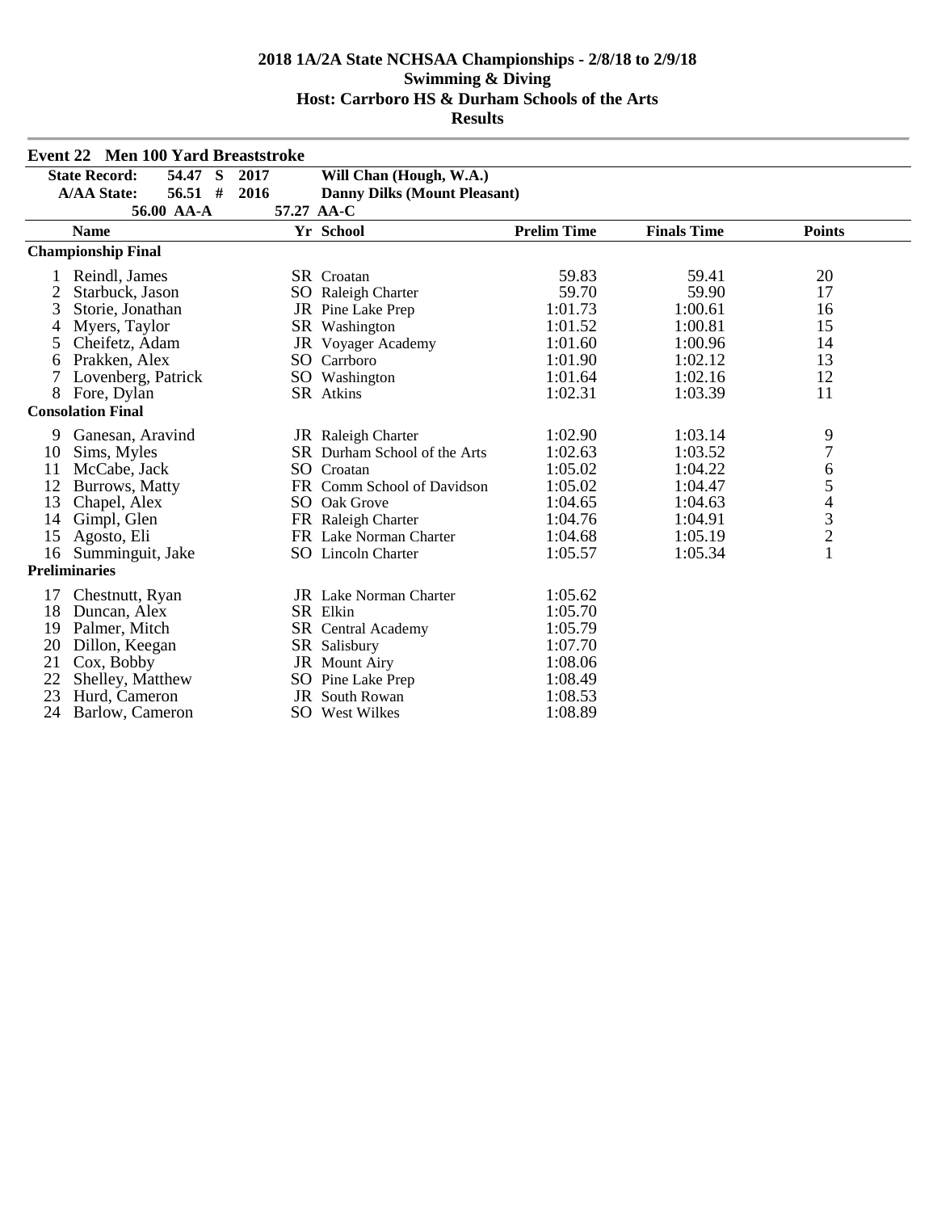# 2018 1A/2A State NCHSAA Championships - 2/8/18 to 2/9/18
## Swimming & Diving
## Host: Carrboro HS & Durham Schools of the Arts
## Results

### Event 22 Men 100 Yard Breaststroke

| | | | | |
|---|---|---|---|---|
| State Record: | 54.47 S | 2017 | Will Chan (Hough, W.A.) | |
| A/AA State: | 56.51 # | 2016 | Danny Dilks (Mount Pleasant) | |
| | 56.00 AA-A | | 57.27 AA-C | |

| | Name | Yr | School | Prelim Time | Finals Time | Points |
|---|---|---|---|---|---|---|
| **Championship Final** | | | | | | |
| 1 | Reindl, James | SR | Croatan | 59.83 | 59.41 | 20 |
| 2 | Starbuck, Jason | SO | Raleigh Charter | 59.70 | 59.90 | 17 |
| 3 | Storie, Jonathan | JR | Pine Lake Prep | 1:01.73 | 1:00.61 | 16 |
| 4 | Myers, Taylor | SR | Washington | 1:01.52 | 1:00.81 | 15 |
| 5 | Cheifetz, Adam | JR | Voyager Academy | 1:01.60 | 1:00.96 | 14 |
| 6 | Prakken, Alex | SO | Carrboro | 1:01.90 | 1:02.12 | 13 |
| 7 | Lovenberg, Patrick | SO | Washington | 1:01.64 | 1:02.16 | 12 |
| 8 | Fore, Dylan | SR | Atkins | 1:02.31 | 1:03.39 | 11 |
| **Consolation Final** | | | | | | |
| 9 | Ganesan, Aravind | JR | Raleigh Charter | 1:02.90 | 1:03.14 | 9 |
| 10 | Sims, Myles | SR | Durham School of the Arts | 1:02.63 | 1:03.52 | 7 |
| 11 | McCabe, Jack | SO | Croatan | 1:05.02 | 1:04.22 | 6 |
| 12 | Burrows, Matty | FR | Comm School of Davidson | 1:05.02 | 1:04.47 | 5 |
| 13 | Chapel, Alex | SO | Oak Grove | 1:04.65 | 1:04.63 | 4 |
| 14 | Gimpl, Glen | FR | Raleigh Charter | 1:04.76 | 1:04.91 | 3 |
| 15 | Agosto, Eli | FR | Lake Norman Charter | 1:04.68 | 1:05.19 | 2 |
| 16 | Summinguit, Jake | SO | Lincoln Charter | 1:05.57 | 1:05.34 | 1 |
| **Preliminaries** | | | | | | |
| 17 | Chestnutt, Ryan | JR | Lake Norman Charter | 1:05.62 | | |
| 18 | Duncan, Alex | SR | Elkin | 1:05.70 | | |
| 19 | Palmer, Mitch | SR | Central Academy | 1:05.79 | | |
| 20 | Dillon, Keegan | SR | Salisbury | 1:07.70 | | |
| 21 | Cox, Bobby | JR | Mount Airy | 1:08.06 | | |
| 22 | Shelley, Matthew | SO | Pine Lake Prep | 1:08.49 | | |
| 23 | Hurd, Cameron | JR | South Rowan | 1:08.53 | | |
| 24 | Barlow, Cameron | SO | West Wilkes | 1:08.89 | | |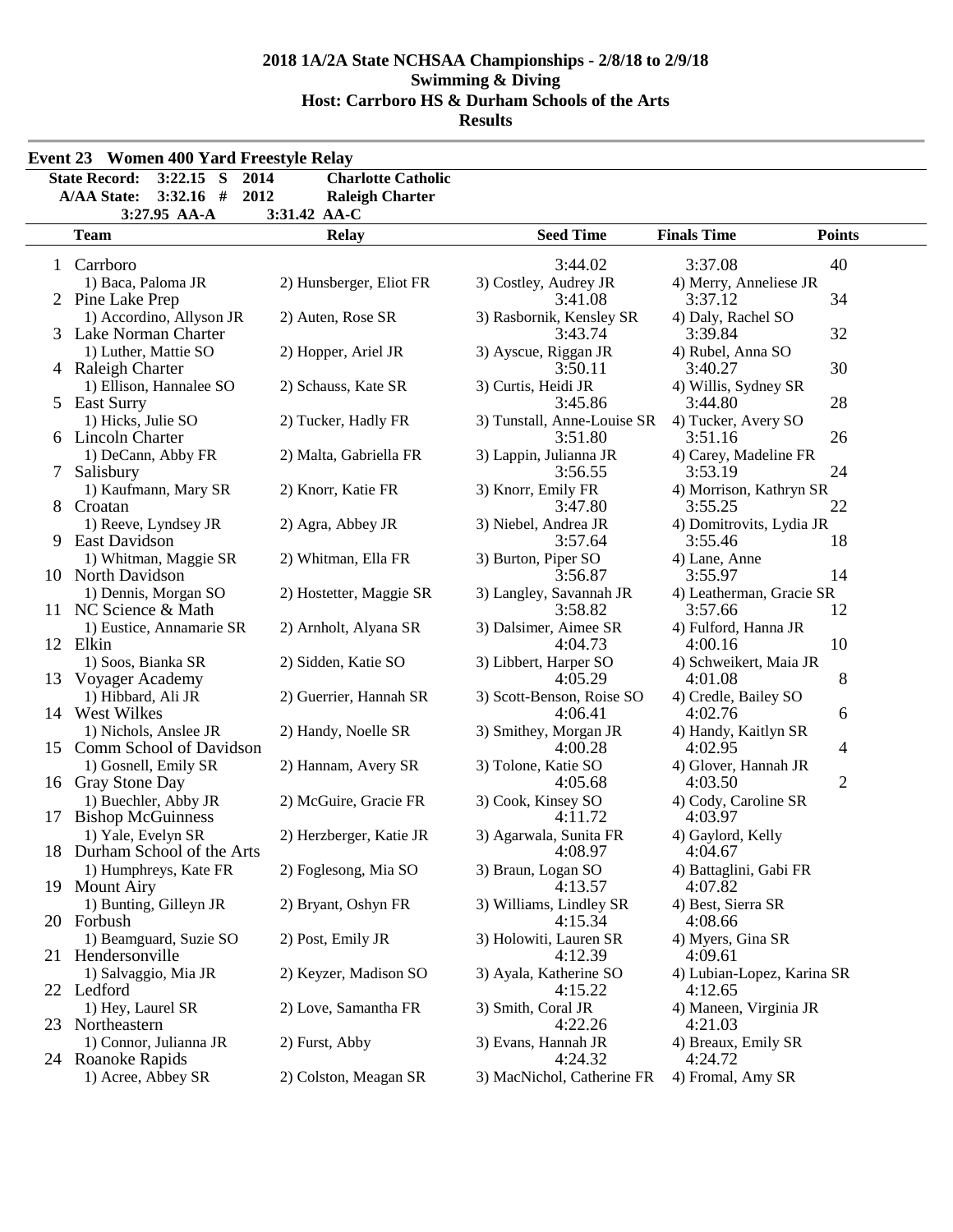# 2018 1A/2A State NCHSAA Championships - 2/8/18 to 2/9/18
## Swimming & Diving
## Host: Carrboro HS & Durham Schools of the Arts
## Results

### Event 23 Women 400 Yard Freestyle Relay

| | | | |
|---|---|---|---|
| **State Record:** | **3:22.15 S** | **2014** | **Charlotte Catholic** |
| **A/AA State:** | **3:32.16 #** | **2012** | **Raleigh Charter** |
| | **3:27.95 AA-A** | **3:31.42 AA-C** | |

| | Team | Relay | Seed Time | Finals Time | Points |
|---|---|---|---|---|---|
| 1 | Carrboro | | 3:44.02 | 3:37.08 | 40 |
| | 1) Baca, Paloma JR | 2) Hunsberger, Eliot FR | 3) Costley, Audrey JR | 4) Merry, Anneliese JR | |
| 2 | Pine Lake Prep | | 3:41.08 | 3:37.12 | 34 |
| | 1) Accordino, Allyson JR | 2) Auten, Rose SR | 3) Rasbornik, Kensley SR | 4) Daly, Rachel SO | |
| 3 | Lake Norman Charter | | 3:43.74 | 3:39.84 | 32 |
| | 1) Luther, Mattie SO | 2) Hopper, Ariel JR | 3) Ayscue, Riggan JR | 4) Rubel, Anna SO | |
| 4 | Raleigh Charter | | 3:50.11 | 3:40.27 | 30 |
| | 1) Ellison, Hannalee SO | 2) Schauss, Kate SR | 3) Curtis, Heidi JR | 4) Willis, Sydney SR | |
| 5 | East Surry | | 3:45.86 | 3:44.80 | 28 |
| | 1) Hicks, Julie SO | 2) Tucker, Hadly FR | 3) Tunstall, Anne-Louise SR | 4) Tucker, Avery SO | |
| 6 | Lincoln Charter | | 3:51.80 | 3:51.16 | 26 |
| | 1) DeCann, Abby FR | 2) Malta, Gabriella FR | 3) Lappin, Julianna JR | 4) Carey, Madeline FR | |
| 7 | Salisbury | | 3:56.55 | 3:53.19 | 24 |
| | 1) Kaufmann, Mary SR | 2) Knorr, Katie FR | 3) Knorr, Emily FR | 4) Morrison, Kathryn SR | |
| 8 | Croatan | | 3:47.80 | 3:55.25 | 22 |
| | 1) Reeve, Lyndsey JR | 2) Agra, Abbey JR | 3) Niebel, Andrea JR | 4) Domitrovits, Lydia JR | |
| 9 | East Davidson | | 3:57.64 | 3:55.46 | 18 |
| | 1) Whitman, Maggie SR | 2) Whitman, Ella FR | 3) Burton, Piper SO | 4) Lane, Anne | |
| 10 | North Davidson | | 3:56.87 | 3:55.97 | 14 |
| | 1) Dennis, Morgan SO | 2) Hostetter, Maggie SR | 3) Langley, Savannah JR | 4) Leatherman, Gracie SR | |
| 11 | NC Science & Math | | 3:58.82 | 3:57.66 | 12 |
| | 1) Eustice, Annamarie SR | 2) Arnholt, Alyana SR | 3) Dalsimer, Aimee SR | 4) Fulford, Hanna JR | |
| 12 | Elkin | | 4:04.73 | 4:00.16 | 10 |
| | 1) Soos, Bianka SR | 2) Sidden, Katie SO | 3) Libbert, Harper SO | 4) Schweikert, Maia JR | |
| 13 | Voyager Academy | | 4:05.29 | 4:01.08 | 8 |
| | 1) Hibbard, Ali JR | 2) Guerrier, Hannah SR | 3) Scott-Benson, Roise SO | 4) Credle, Bailey SO | |
| 14 | West Wilkes | | 4:06.41 | 4:02.76 | 6 |
| | 1) Nichols, Anslee JR | 2) Handy, Noelle SR | 3) Smithey, Morgan JR | 4) Handy, Kaitlyn SR | |
| 15 | Comm School of Davidson | | 4:00.28 | 4:02.95 | 4 |
| | 1) Gosnell, Emily SR | 2) Hannam, Avery SR | 3) Tolone, Katie SO | 4) Glover, Hannah JR | |
| 16 | Gray Stone Day | | 4:05.68 | 4:03.50 | 2 |
| | 1) Buechler, Abby JR | 2) McGuire, Gracie FR | 3) Cook, Kinsey SO | 4) Cody, Caroline SR | |
| 17 | Bishop McGuinness | | 4:11.72 | 4:03.97 | |
| | 1) Yale, Evelyn SR | 2) Herzberger, Katie JR | 3) Agarwala, Sunita FR | 4) Gaylord, Kelly | |
| 18 | Durham School of the Arts | | 4:08.97 | 4:04.67 | |
| | 1) Humphreys, Kate FR | 2) Foglesong, Mia SO | 3) Braun, Logan SO | 4) Battaglini, Gabi FR | |
| 19 | Mount Airy | | 4:13.57 | 4:07.82 | |
| | 1) Bunting, Gilleyn JR | 2) Bryant, Oshyn FR | 3) Williams, Lindley SR | 4) Best, Sierra SR | |
| 20 | Forbush | | 4:15.34 | 4:08.66 | |
| | 1) Beamguard, Suzie SO | 2) Post, Emily JR | 3) Holowiti, Lauren SR | 4) Myers, Gina SR | |
| 21 | Hendersonville | | 4:12.39 | 4:09.61 | |
| | 1) Salvaggio, Mia JR | 2) Keyzer, Madison SO | 3) Ayala, Katherine SO | 4) Lubian-Lopez, Karina SR | |
| 22 | Ledford | | 4:15.22 | 4:12.65 | |
| | 1) Hey, Laurel SR | 2) Love, Samantha FR | 3) Smith, Coral JR | 4) Maneen, Virginia JR | |
| 23 | Northeastern | | 4:22.26 | 4:21.03 | |
| | 1) Connor, Julianna JR | 2) Furst, Abby | 3) Evans, Hannah JR | 4) Breaux, Emily SR | |
| 24 | Roanoke Rapids | | 4:24.32 | 4:24.72 | |
| | 1) Acree, Abbey SR | 2) Colston, Meagan SR | 3) MacNichol, Catherine FR | 4) Fromal, Amy SR | |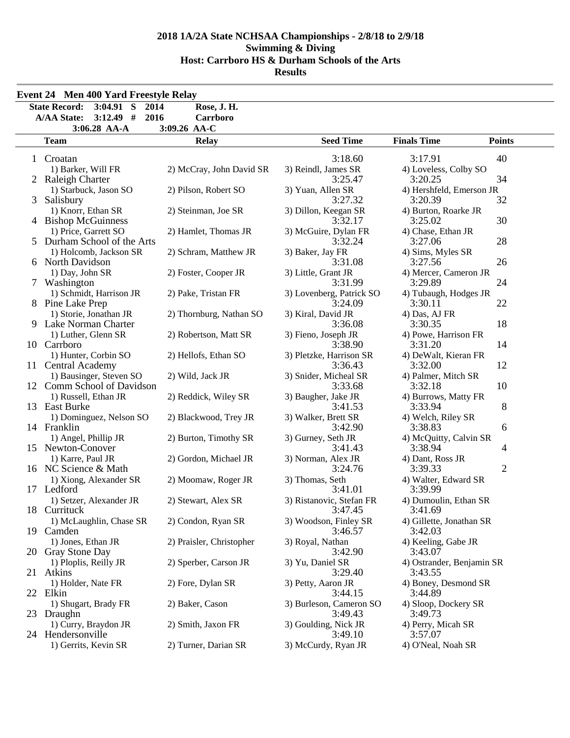# 2018 1A/2A State NCHSAA Championships - 2/8/18 to 2/9/18
## Swimming & Diving
## Host: Carrboro HS & Durham Schools of the Arts
## Results

### Event 24 Men 400 Yard Freestyle Relay

State Record: 3:04.91 S 2014 Rose, J. H.
A/AA State: 3:12.49 # 2016 Carrboro
3:06.28 AA-A 3:09.26 AA-C

| | Team | Relay | Seed Time | Finals Time | Points |
|---|---|---|---|---|---|
| 1 | Croatan | | 3:18.60 | 3:17.91 | 40 |
| | 1) Barker, Will FR | 2) McCray, John David SR | 3) Reindl, James SR | 4) Loveless, Colby SO | |
| 2 | Raleigh Charter | | 3:25.47 | 3:20.25 | 34 |
| | 1) Starbuck, Jason SO | 2) Pilson, Robert SO | 3) Yuan, Allen SR | 4) Hershfeld, Emerson JR | |
| 3 | Salisbury | | 3:27.32 | 3:20.39 | 32 |
| | 1) Knorr, Ethan SR | 2) Steinman, Joe SR | 3) Dillon, Keegan SR | 4) Burton, Roarke JR | |
| 4 | Bishop McGuinness | | 3:32.17 | 3:25.02 | 30 |
| | 1) Price, Garrett SO | 2) Hamlet, Thomas JR | 3) McGuire, Dylan FR | 4) Chase, Ethan JR | |
| 5 | Durham School of the Arts | | 3:32.24 | 3:27.06 | 28 |
| | 1) Holcomb, Jackson SR | 2) Schram, Matthew JR | 3) Baker, Jay FR | 4) Sims, Myles SR | |
| 6 | North Davidson | | 3:31.08 | 3:27.56 | 26 |
| | 1) Day, John SR | 2) Foster, Cooper JR | 3) Little, Grant JR | 4) Mercer, Cameron JR | |
| 7 | Washington | | 3:31.99 | 3:29.89 | 24 |
| | 1) Schmidt, Harrison JR | 2) Pake, Tristan FR | 3) Lovenberg, Patrick SO | 4) Tubaugh, Hodges JR | |
| 8 | Pine Lake Prep | | 3:24.09 | 3:30.11 | 22 |
| | 1) Storie, Jonathan JR | 2) Thornburg, Nathan SO | 3) Kiral, David JR | 4) Das, AJ FR | |
| 9 | Lake Norman Charter | | 3:36.08 | 3:30.35 | 18 |
| | 1) Luther, Glenn SR | 2) Robertson, Matt SR | 3) Fieno, Joseph JR | 4) Powe, Harrison FR | |
| 10 | Carrboro | | 3:38.90 | 3:31.20 | 14 |
| | 1) Hunter, Corbin SO | 2) Hellofs, Ethan SO | 3) Pletzke, Harrison SR | 4) DeWalt, Kieran FR | |
| 11 | Central Academy | | 3:36.43 | 3:32.00 | 12 |
| | 1) Bausinger, Steven SO | 2) Wild, Jack JR | 3) Snider, Micheal SR | 4) Palmer, Mitch SR | |
| 12 | Comm School of Davidson | | 3:33.68 | 3:32.18 | 10 |
| | 1) Russell, Ethan JR | 2) Reddick, Wiley SR | 3) Baugher, Jake JR | 4) Burrows, Matty FR | |
| 13 | East Burke | | 3:41.53 | 3:33.94 | 8 |
| | 1) Dominguez, Nelson SO | 2) Blackwood, Trey JR | 3) Walker, Brett SR | 4) Welch, Riley SR | |
| 14 | Franklin | | 3:42.90 | 3:38.83 | 6 |
| | 1) Angel, Phillip JR | 2) Burton, Timothy SR | 3) Gurney, Seth JR | 4) McQuitty, Calvin SR | |
| 15 | Newton-Conover | | 3:41.43 | 3:38.94 | 4 |
| | 1) Karre, Paul JR | 2) Gordon, Michael JR | 3) Norman, Alex JR | 4) Dant, Ross JR | |
| 16 | NC Science & Math | | 3:24.76 | 3:39.33 | 2 |
| | 1) Xiong, Alexander SR | 2) Moomaw, Roger JR | 3) Thomas, Seth | 4) Walter, Edward SR | |
| 17 | Ledford | | 3:41.01 | 3:39.99 | |
| | 1) Setzer, Alexander JR | 2) Stewart, Alex SR | 3) Ristanovic, Stefan FR | 4) Dumoulin, Ethan SR | |
| 18 | Currituck | | 3:47.45 | 3:41.69 | |
| | 1) McLaughlin, Chase SR | 2) Condon, Ryan SR | 3) Woodson, Finley SR | 4) Gillette, Jonathan SR | |
| 19 | Camden | | 3:46.57 | 3:42.03 | |
| | 1) Jones, Ethan JR | 2) Praisler, Christopher | 3) Royal, Nathan | 4) Keeling, Gabe JR | |
| 20 | Gray Stone Day | | 3:42.90 | 3:43.07 | |
| | 1) Ploplis, Reilly JR | 2) Sperber, Carson JR | 3) Yu, Daniel SR | 4) Ostrander, Benjamin SR | |
| 21 | Atkins | | 3:29.40 | 3:43.55 | |
| | 1) Holder, Nate FR | 2) Fore, Dylan SR | 3) Petty, Aaron JR | 4) Boney, Desmond SR | |
| 22 | Elkin | | 3:44.15 | 3:44.89 | |
| | 1) Shugart, Brady FR | 2) Baker, Cason | 3) Burleson, Cameron SO | 4) Sloop, Dockery SR | |
| 23 | Draughn | | 3:49.43 | 3:49.73 | |
| | 1) Curry, Braydon JR | 2) Smith, Jaxon FR | 3) Goulding, Nick JR | 4) Perry, Micah SR | |
| 24 | Hendersonville | | 3:49.10 | 3:57.07 | |
| | 1) Gerrits, Kevin SR | 2) Turner, Darian SR | 3) McCurdy, Ryan JR | 4) O'Neal, Noah SR | |